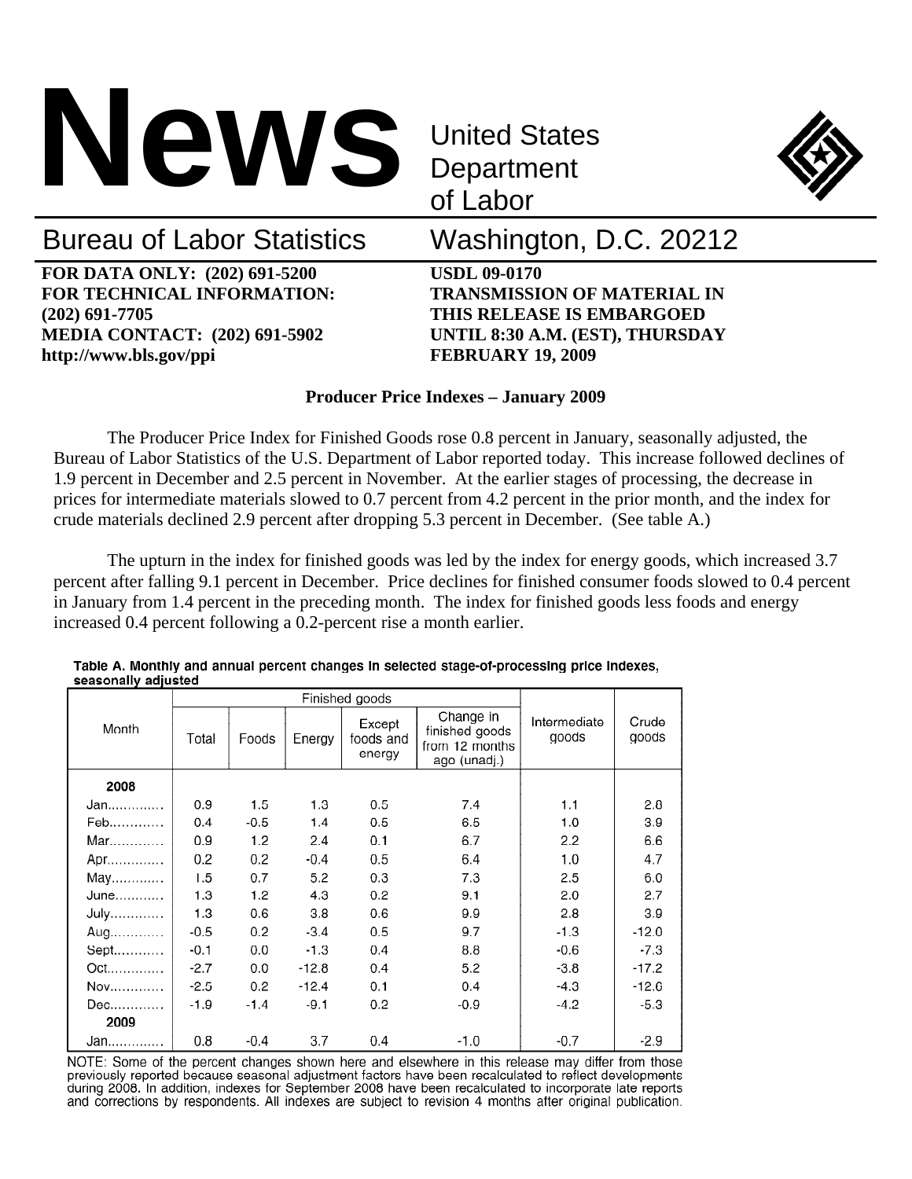# News

United States Department of Labor

Bureau of Labor Statistics Washington, D.C. 20212

**FOR DATA ONLY: (202) 691-5200**
**FOR TECHNICAL INFORMATION: (202) 691-7705**
**MEDIA CONTACT: (202) 691-5902**
**http://www.bls.gov/ppi**

**USDL 09-0170**
**TRANSMISSION OF MATERIAL IN THIS RELEASE IS EMBARGOED UNTIL 8:30 A.M. (EST), THURSDAY FEBRUARY 19, 2009**

**Producer Price Indexes – January 2009**

The Producer Price Index for Finished Goods rose 0.8 percent in January, seasonally adjusted, the Bureau of Labor Statistics of the U.S. Department of Labor reported today. This increase followed declines of 1.9 percent in December and 2.5 percent in November. At the earlier stages of processing, the decrease in prices for intermediate materials slowed to 0.7 percent from 4.2 percent in the prior month, and the index for crude materials declined 2.9 percent after dropping 5.3 percent in December. (See table A.)

The upturn in the index for finished goods was led by the index for energy goods, which increased 3.7 percent after falling 9.1 percent in December. Price declines for finished consumer foods slowed to 0.4 percent in January from 1.4 percent in the preceding month. The index for finished goods less foods and energy increased 0.4 percent following a 0.2-percent rise a month earlier.

Table A. Monthly and annual percent changes in selected stage-of-processing price indexes, seasonally adjusted

| Month | Finished goods | | | | | Intermediate goods | Crude goods |
|---|---|---|---|---|---|---|---|
| | Total | Foods | Energy | Except foods and energy | Change in finished goods from 12 months ago (unadj.) | | |
| **2008** | | | | | | | |
| Jan | 0.9 | 1.5 | 1.3 | 0.5 | 7.4 | 1.1 | 2.8 |
| Feb | 0.4 | -0.5 | 1.4 | 0.5 | 6.5 | 1.0 | 3.9 |
| Mar | 0.9 | 1.2 | 2.4 | 0.1 | 6.7 | 2.2 | 6.6 |
| Apr | 0.2 | 0.2 | -0.4 | 0.5 | 6.4 | 1.0 | 4.7 |
| May | 1.5 | 0.7 | 5.2 | 0.3 | 7.3 | 2.5 | 6.0 |
| June | 1.3 | 1.2 | 4.3 | 0.2 | 9.1 | 2.0 | 2.7 |
| July | 1.3 | 0.6 | 3.8 | 0.6 | 9.9 | 2.8 | 3.9 |
| Aug | -0.5 | 0.2 | -3.4 | 0.5 | 9.7 | -1.3 | -12.0 |
| Sept | -0.1 | 0.0 | -1.3 | 0.4 | 8.8 | -0.6 | -7.3 |
| Oct | -2.7 | 0.0 | -12.8 | 0.4 | 5.2 | -3.8 | -17.2 |
| Nov | -2.5 | 0.2 | -12.4 | 0.1 | 0.4 | -4.3 | -12.6 |
| Dec | -1.9 | -1.4 | -9.1 | 0.2 | -0.9 | -4.2 | -5.3 |
| **2009** | | | | | | | |
| Jan | 0.8 | -0.4 | 3.7 | 0.4 | -1.0 | -0.7 | -2.9 |

NOTE: Some of the percent changes shown here and elsewhere in this release may differ from those previously reported because seasonal adjustment factors have been recalculated to reflect developments during 2008. In addition, indexes for September 2008 have been recalculated to incorporate late reports and corrections by respondents. All indexes are subject to revision 4 months after original publication.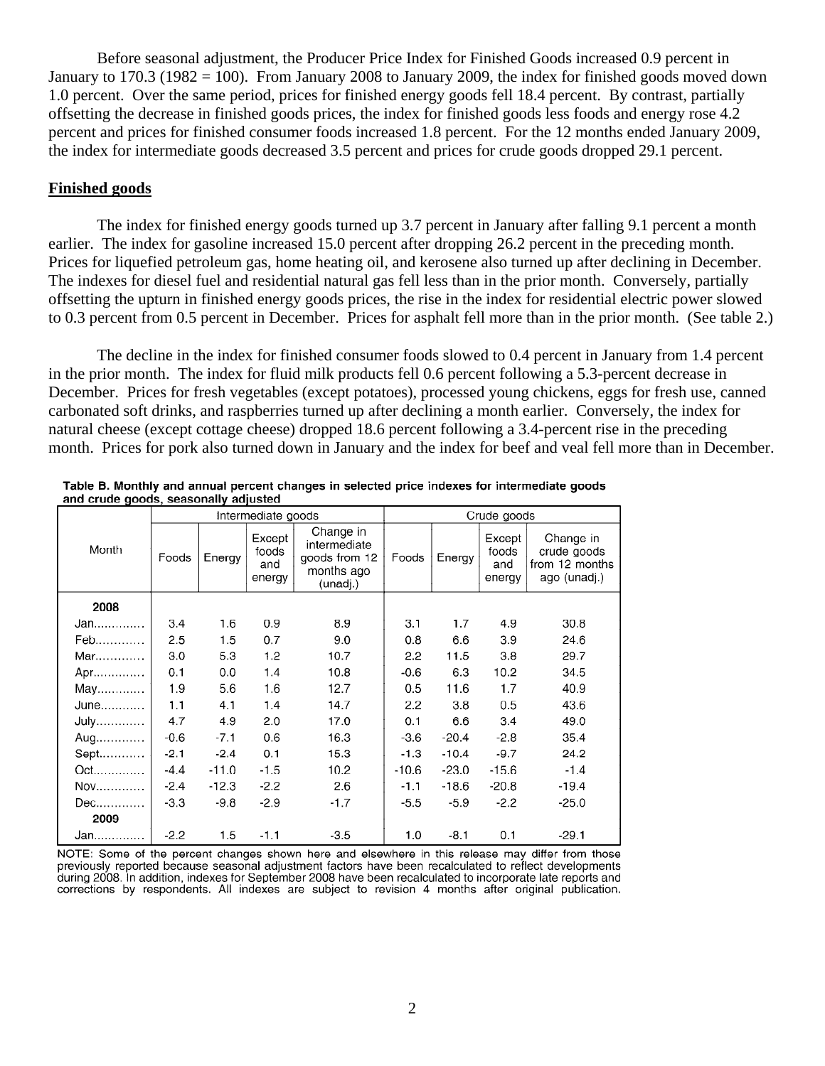Before seasonal adjustment, the Producer Price Index for Finished Goods increased 0.9 percent in January to 170.3 (1982 = 100). From January 2008 to January 2009, the index for finished goods moved down 1.0 percent. Over the same period, prices for finished energy goods fell 18.4 percent. By contrast, partially offsetting the decrease in finished goods prices, the index for finished goods less foods and energy rose 4.2 percent and prices for finished consumer foods increased 1.8 percent. For the 12 months ended January 2009, the index for intermediate goods decreased 3.5 percent and prices for crude goods dropped 29.1 percent.

**Finished goods**

The index for finished energy goods turned up 3.7 percent in January after falling 9.1 percent a month earlier. The index for gasoline increased 15.0 percent after dropping 26.2 percent in the preceding month. Prices for liquefied petroleum gas, home heating oil, and kerosene also turned up after declining in December. The indexes for diesel fuel and residential natural gas fell less than in the prior month. Conversely, partially offsetting the upturn in finished energy goods prices, the rise in the index for residential electric power slowed to 0.3 percent from 0.5 percent in December. Prices for asphalt fell more than in the prior month. (See table 2.)

The decline in the index for finished consumer foods slowed to 0.4 percent in January from 1.4 percent in the prior month. The index for fluid milk products fell 0.6 percent following a 5.3-percent decrease in December. Prices for fresh vegetables (except potatoes), processed young chickens, eggs for fresh use, canned carbonated soft drinks, and raspberries turned up after declining a month earlier. Conversely, the index for natural cheese (except cottage cheese) dropped 18.6 percent following a 3.4-percent rise in the preceding month. Prices for pork also turned down in January and the index for beef and veal fell more than in December.

**Table B. Monthly and annual percent changes in selected price indexes for intermediate goods and crude goods, seasonally adjusted**

| Month | Intermediate goods | | | | Crude goods | | | |
|---|---|---|---|---|---|---|---|---|
| | Foods | Energy | Except foods and energy | Change in intermediate goods from 12 months ago (unadj.) | Foods | Energy | Except foods and energy | Change in crude goods from 12 months ago (unadj.) |
| **2008** | | | | | | | | |
| Jan............. | 3.4 | 1.6 | 0.9 | 8.9 | 3.1 | 1.7 | 4.9 | 30.8 |
| Feb............. | 2.5 | 1.5 | 0.7 | 9.0 | 0.8 | 6.6 | 3.9 | 24.6 |
| Mar............. | 3.0 | 5.3 | 1.2 | 10.7 | 2.2 | 11.5 | 3.8 | 29.7 |
| Apr............. | 0.1 | 0.0 | 1.4 | 10.8 | -0.6 | 6.3 | 10.2 | 34.5 |
| May............. | 1.9 | 5.6 | 1.6 | 12.7 | 0.5 | 11.6 | 1.7 | 40.9 |
| June........... | 1.1 | 4.1 | 1.4 | 14.7 | 2.2 | 3.8 | 0.5 | 43.6 |
| July............. | 4.7 | 4.9 | 2.0 | 17.0 | 0.1 | 6.6 | 3.4 | 49.0 |
| Aug............. | -0.6 | -7.1 | 0.6 | 16.3 | -3.6 | -20.4 | -2.8 | 35.4 |
| Sept............ | -2.1 | -2.4 | 0.1 | 15.3 | -1.3 | -10.4 | -9.7 | 24.2 |
| Oct............. | -4.4 | -11.0 | -1.5 | 10.2 | -10.6 | -23.0 | -15.6 | -1.4 |
| Nov............. | -2.4 | -12.3 | -2.2 | 2.6 | -1.1 | -18.6 | -20.8 | -19.4 |
| Dec............. | -3.3 | -9.8 | -2.9 | -1.7 | -5.5 | -5.9 | -2.2 | -25.0 |
| **2009** | | | | | | | | |
| Jan............. | -2.2 | 1.5 | -1.1 | -3.5 | 1.0 | -8.1 | 0.1 | -29.1 |

NOTE: Some of the percent changes shown here and elsewhere in this release may differ from those previously reported because seasonal adjustment factors have been recalculated to reflect developments during 2008. In addition, indexes for September 2008 have been recalculated to incorporate late reports and corrections by respondents. All indexes are subject to revision 4 months after original publication.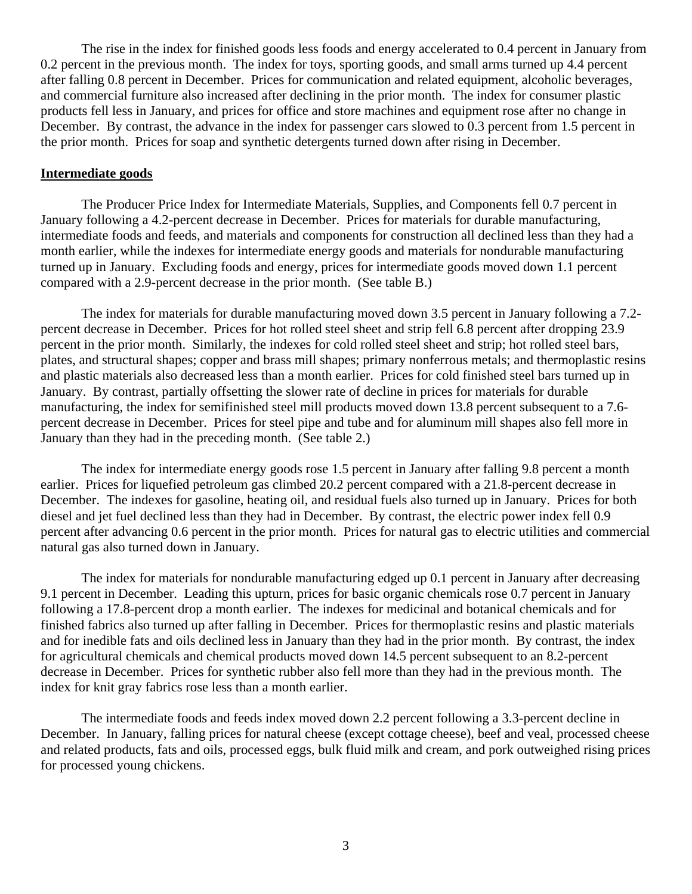The rise in the index for finished goods less foods and energy accelerated to 0.4 percent in January from 0.2 percent in the previous month. The index for toys, sporting goods, and small arms turned up 4.4 percent after falling 0.8 percent in December. Prices for communication and related equipment, alcoholic beverages, and commercial furniture also increased after declining in the prior month. The index for consumer plastic products fell less in January, and prices for office and store machines and equipment rose after no change in December. By contrast, the advance in the index for passenger cars slowed to 0.3 percent from 1.5 percent in the prior month. Prices for soap and synthetic detergents turned down after rising in December.

**Intermediate goods**

The Producer Price Index for Intermediate Materials, Supplies, and Components fell 0.7 percent in January following a 4.2-percent decrease in December. Prices for materials for durable manufacturing, intermediate foods and feeds, and materials and components for construction all declined less than they had a month earlier, while the indexes for intermediate energy goods and materials for nondurable manufacturing turned up in January. Excluding foods and energy, prices for intermediate goods moved down 1.1 percent compared with a 2.9-percent decrease in the prior month. (See table B.)

The index for materials for durable manufacturing moved down 3.5 percent in January following a 7.2-percent decrease in December. Prices for hot rolled steel sheet and strip fell 6.8 percent after dropping 23.9 percent in the prior month. Similarly, the indexes for cold rolled steel sheet and strip; hot rolled steel bars, plates, and structural shapes; copper and brass mill shapes; primary nonferrous metals; and thermoplastic resins and plastic materials also decreased less than a month earlier. Prices for cold finished steel bars turned up in January. By contrast, partially offsetting the slower rate of decline in prices for materials for durable manufacturing, the index for semifinished steel mill products moved down 13.8 percent subsequent to a 7.6-percent decrease in December. Prices for steel pipe and tube and for aluminum mill shapes also fell more in January than they had in the preceding month. (See table 2.)

The index for intermediate energy goods rose 1.5 percent in January after falling 9.8 percent a month earlier. Prices for liquefied petroleum gas climbed 20.2 percent compared with a 21.8-percent decrease in December. The indexes for gasoline, heating oil, and residual fuels also turned up in January. Prices for both diesel and jet fuel declined less than they had in December. By contrast, the electric power index fell 0.9 percent after advancing 0.6 percent in the prior month. Prices for natural gas to electric utilities and commercial natural gas also turned down in January.

The index for materials for nondurable manufacturing edged up 0.1 percent in January after decreasing 9.1 percent in December. Leading this upturn, prices for basic organic chemicals rose 0.7 percent in January following a 17.8-percent drop a month earlier. The indexes for medicinal and botanical chemicals and for finished fabrics also turned up after falling in December. Prices for thermoplastic resins and plastic materials and for inedible fats and oils declined less in January than they had in the prior month. By contrast, the index for agricultural chemicals and chemical products moved down 14.5 percent subsequent to an 8.2-percent decrease in December. Prices for synthetic rubber also fell more than they had in the previous month. The index for knit gray fabrics rose less than a month earlier.

The intermediate foods and feeds index moved down 2.2 percent following a 3.3-percent decline in December. In January, falling prices for natural cheese (except cottage cheese), beef and veal, processed cheese and related products, fats and oils, processed eggs, bulk fluid milk and cream, and pork outweighed rising prices for processed young chickens.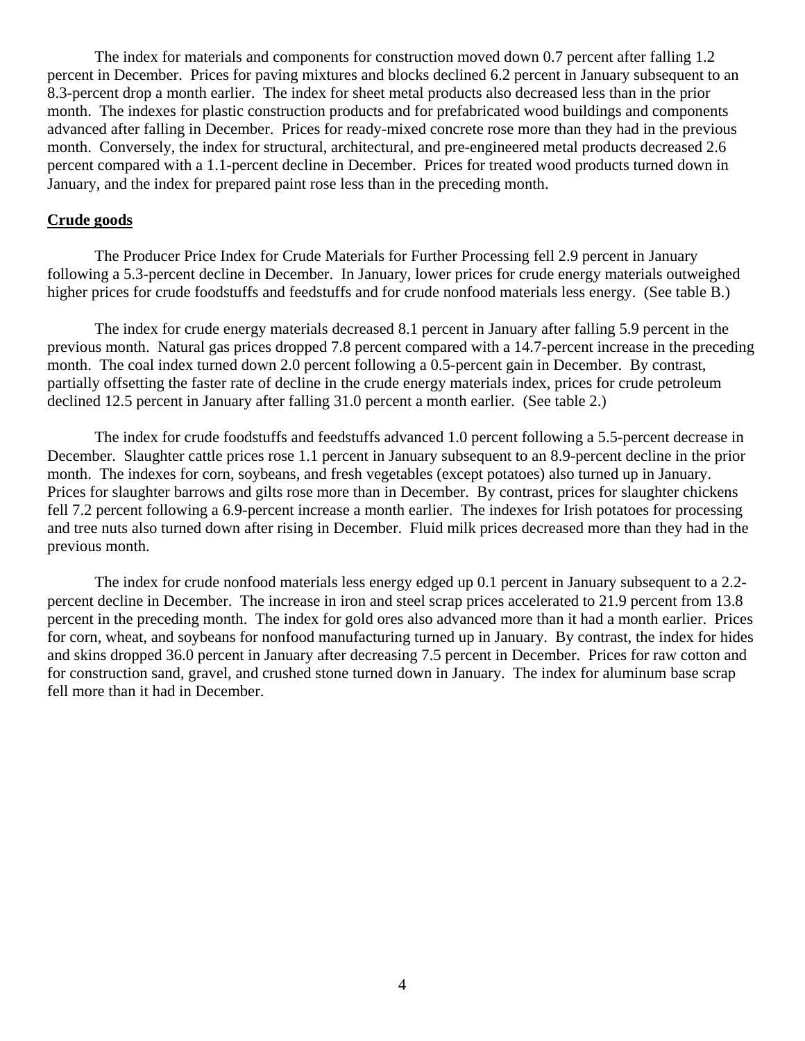The index for materials and components for construction moved down 0.7 percent after falling 1.2 percent in December. Prices for paving mixtures and blocks declined 6.2 percent in January subsequent to an 8.3-percent drop a month earlier. The index for sheet metal products also decreased less than in the prior month. The indexes for plastic construction products and for prefabricated wood buildings and components advanced after falling in December. Prices for ready-mixed concrete rose more than they had in the previous month. Conversely, the index for structural, architectural, and pre-engineered metal products decreased 2.6 percent compared with a 1.1-percent decline in December. Prices for treated wood products turned down in January, and the index for prepared paint rose less than in the preceding month.

**Crude goods**

The Producer Price Index for Crude Materials for Further Processing fell 2.9 percent in January following a 5.3-percent decline in December. In January, lower prices for crude energy materials outweighed higher prices for crude foodstuffs and feedstuffs and for crude nonfood materials less energy. (See table B.)

The index for crude energy materials decreased 8.1 percent in January after falling 5.9 percent in the previous month. Natural gas prices dropped 7.8 percent compared with a 14.7-percent increase in the preceding month. The coal index turned down 2.0 percent following a 0.5-percent gain in December. By contrast, partially offsetting the faster rate of decline in the crude energy materials index, prices for crude petroleum declined 12.5 percent in January after falling 31.0 percent a month earlier. (See table 2.)

The index for crude foodstuffs and feedstuffs advanced 1.0 percent following a 5.5-percent decrease in December. Slaughter cattle prices rose 1.1 percent in January subsequent to an 8.9-percent decline in the prior month. The indexes for corn, soybeans, and fresh vegetables (except potatoes) also turned up in January. Prices for slaughter barrows and gilts rose more than in December. By contrast, prices for slaughter chickens fell 7.2 percent following a 6.9-percent increase a month earlier. The indexes for Irish potatoes for processing and tree nuts also turned down after rising in December. Fluid milk prices decreased more than they had in the previous month.

The index for crude nonfood materials less energy edged up 0.1 percent in January subsequent to a 2.2-percent decline in December. The increase in iron and steel scrap prices accelerated to 21.9 percent from 13.8 percent in the preceding month. The index for gold ores also advanced more than it had a month earlier. Prices for corn, wheat, and soybeans for nonfood manufacturing turned up in January. By contrast, the index for hides and skins dropped 36.0 percent in January after decreasing 7.5 percent in December. Prices for raw cotton and for construction sand, gravel, and crushed stone turned down in January. The index for aluminum base scrap fell more than it had in December.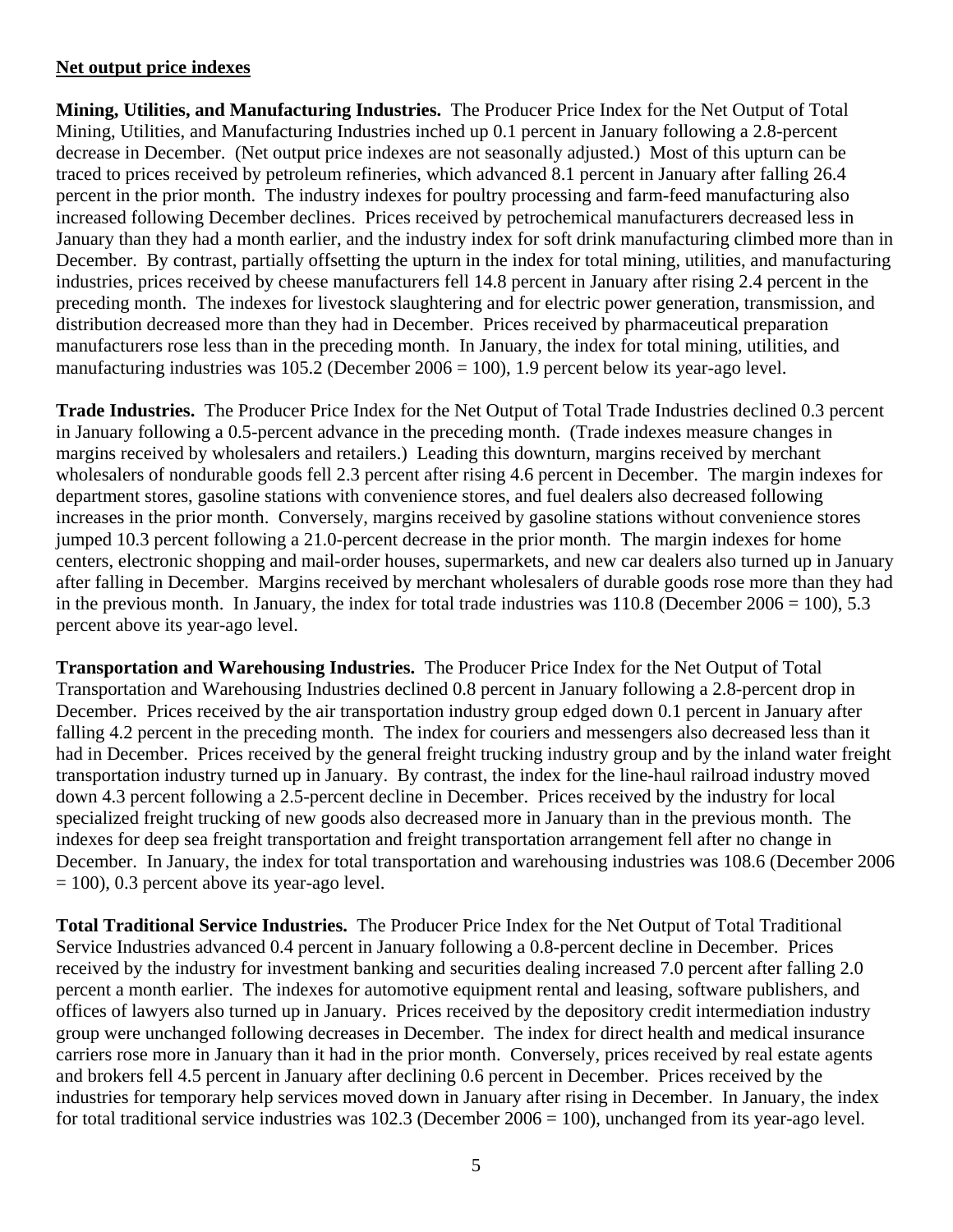**Net output price indexes**

**Mining, Utilities, and Manufacturing Industries.** The Producer Price Index for the Net Output of Total Mining, Utilities, and Manufacturing Industries inched up 0.1 percent in January following a 2.8-percent decrease in December. (Net output price indexes are not seasonally adjusted.) Most of this upturn can be traced to prices received by petroleum refineries, which advanced 8.1 percent in January after falling 26.4 percent in the prior month. The industry indexes for poultry processing and farm-feed manufacturing also increased following December declines. Prices received by petrochemical manufacturers decreased less in January than they had a month earlier, and the industry index for soft drink manufacturing climbed more than in December. By contrast, partially offsetting the upturn in the index for total mining, utilities, and manufacturing industries, prices received by cheese manufacturers fell 14.8 percent in January after rising 2.4 percent in the preceding month. The indexes for livestock slaughtering and for electric power generation, transmission, and distribution decreased more than they had in December. Prices received by pharmaceutical preparation manufacturers rose less than in the preceding month. In January, the index for total mining, utilities, and manufacturing industries was 105.2 (December 2006 = 100), 1.9 percent below its year-ago level.

**Trade Industries.** The Producer Price Index for the Net Output of Total Trade Industries declined 0.3 percent in January following a 0.5-percent advance in the preceding month. (Trade indexes measure changes in margins received by wholesalers and retailers.) Leading this downturn, margins received by merchant wholesalers of nondurable goods fell 2.3 percent after rising 4.6 percent in December. The margin indexes for department stores, gasoline stations with convenience stores, and fuel dealers also decreased following increases in the prior month. Conversely, margins received by gasoline stations without convenience stores jumped 10.3 percent following a 21.0-percent decrease in the prior month. The margin indexes for home centers, electronic shopping and mail-order houses, supermarkets, and new car dealers also turned up in January after falling in December. Margins received by merchant wholesalers of durable goods rose more than they had in the previous month. In January, the index for total trade industries was 110.8 (December 2006 = 100), 5.3 percent above its year-ago level.

**Transportation and Warehousing Industries.** The Producer Price Index for the Net Output of Total Transportation and Warehousing Industries declined 0.8 percent in January following a 2.8-percent drop in December. Prices received by the air transportation industry group edged down 0.1 percent in January after falling 4.2 percent in the preceding month. The index for couriers and messengers also decreased less than it had in December. Prices received by the general freight trucking industry group and by the inland water freight transportation industry turned up in January. By contrast, the index for the line-haul railroad industry moved down 4.3 percent following a 2.5-percent decline in December. Prices received by the industry for local specialized freight trucking of new goods also decreased more in January than in the previous month. The indexes for deep sea freight transportation and freight transportation arrangement fell after no change in December. In January, the index for total transportation and warehousing industries was 108.6 (December 2006 = 100), 0.3 percent above its year-ago level.

**Total Traditional Service Industries.** The Producer Price Index for the Net Output of Total Traditional Service Industries advanced 0.4 percent in January following a 0.8-percent decline in December. Prices received by the industry for investment banking and securities dealing increased 7.0 percent after falling 2.0 percent a month earlier. The indexes for automotive equipment rental and leasing, software publishers, and offices of lawyers also turned up in January. Prices received by the depository credit intermediation industry group were unchanged following decreases in December. The index for direct health and medical insurance carriers rose more in January than it had in the prior month. Conversely, prices received by real estate agents and brokers fell 4.5 percent in January after declining 0.6 percent in December. Prices received by the industries for temporary help services moved down in January after rising in December. In January, the index for total traditional service industries was 102.3 (December 2006 = 100), unchanged from its year-ago level.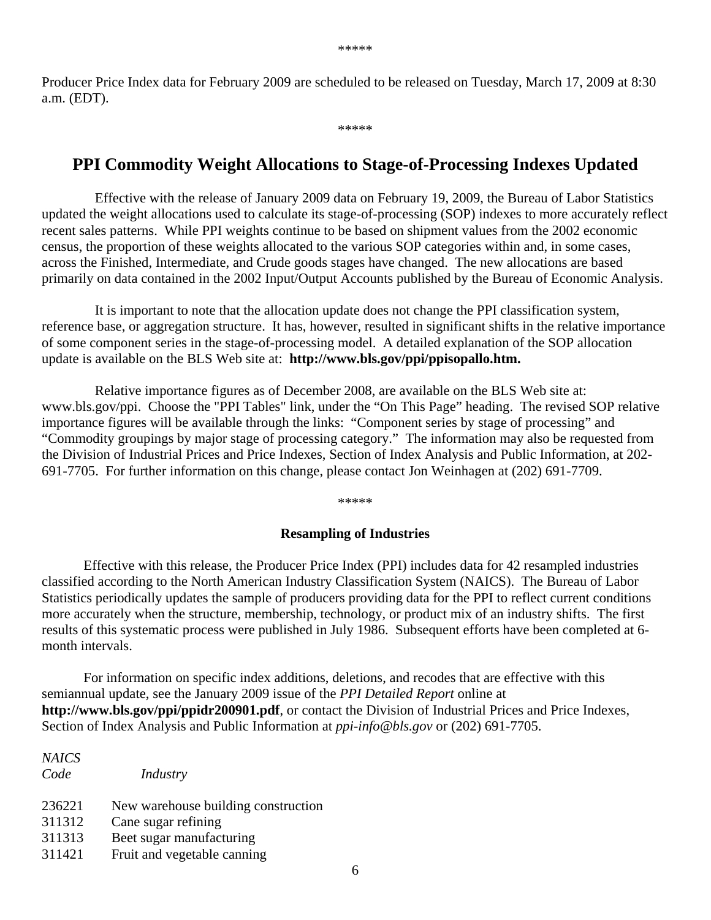*****

Producer Price Index data for February 2009 are scheduled to be released on Tuesday, March 17, 2009 at 8:30 a.m. (EDT).

*****

## PPI Commodity Weight Allocations to Stage-of-Processing Indexes Updated

Effective with the release of January 2009 data on February 19, 2009, the Bureau of Labor Statistics updated the weight allocations used to calculate its stage-of-processing (SOP) indexes to more accurately reflect recent sales patterns. While PPI weights continue to be based on shipment values from the 2002 economic census, the proportion of these weights allocated to the various SOP categories within and, in some cases, across the Finished, Intermediate, and Crude goods stages have changed. The new allocations are based primarily on data contained in the 2002 Input/Output Accounts published by the Bureau of Economic Analysis.

It is important to note that the allocation update does not change the PPI classification system, reference base, or aggregation structure. It has, however, resulted in significant shifts in the relative importance of some component series in the stage-of-processing model. A detailed explanation of the SOP allocation update is available on the BLS Web site at: **http://www.bls.gov/ppi/ppisopallo.htm.**

Relative importance figures as of December 2008, are available on the BLS Web site at: www.bls.gov/ppi. Choose the "PPI Tables" link, under the "On This Page" heading. The revised SOP relative importance figures will be available through the links: "Component series by stage of processing" and "Commodity groupings by major stage of processing category." The information may also be requested from the Division of Industrial Prices and Price Indexes, Section of Index Analysis and Public Information, at 202-691-7705. For further information on this change, please contact Jon Weinhagen at (202) 691-7709.

*****

### Resampling of Industries

Effective with this release, the Producer Price Index (PPI) includes data for 42 resampled industries classified according to the North American Industry Classification System (NAICS). The Bureau of Labor Statistics periodically updates the sample of producers providing data for the PPI to reflect current conditions more accurately when the structure, membership, technology, or product mix of an industry shifts. The first results of this systematic process were published in July 1986. Subsequent efforts have been completed at 6-month intervals.

For information on specific index additions, deletions, and recodes that are effective with this semiannual update, see the January 2009 issue of the *PPI Detailed Report* online at **http://www.bls.gov/ppi/ppidr200901.pdf**, or contact the Division of Industrial Prices and Price Indexes, Section of Index Analysis and Public Information at *ppi-info@bls.gov* or (202) 691-7705.

| *NAICS Code* | *Industry* |
|---|---|
| 236221 | New warehouse building construction |
| 311312 | Cane sugar refining |
| 311313 | Beet sugar manufacturing |
| 311421 | Fruit and vegetable canning |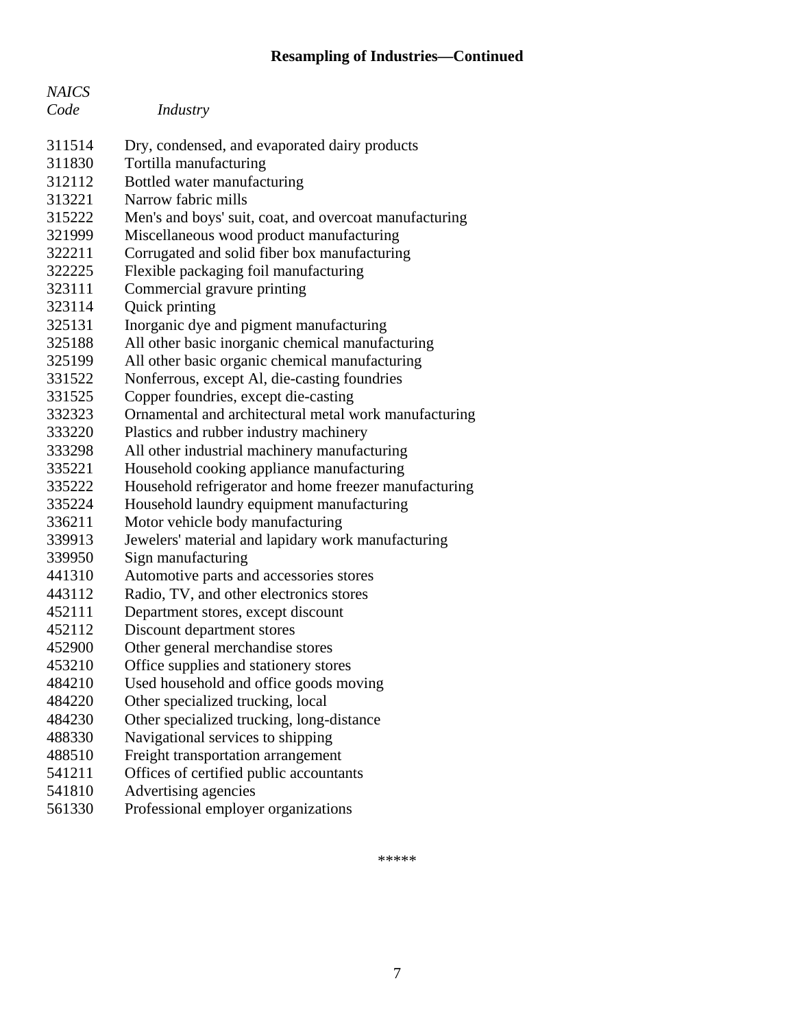## Resampling of Industries—Continued

| *NAICS Code* | *Industry* |
|---|---|
| 311514 | Dry, condensed, and evaporated dairy products |
| 311830 | Tortilla manufacturing |
| 312112 | Bottled water manufacturing |
| 313221 | Narrow fabric mills |
| 315222 | Men's and boys' suit, coat, and overcoat manufacturing |
| 321999 | Miscellaneous wood product manufacturing |
| 322211 | Corrugated and solid fiber box manufacturing |
| 322225 | Flexible packaging foil manufacturing |
| 323111 | Commercial gravure printing |
| 323114 | Quick printing |
| 325131 | Inorganic dye and pigment manufacturing |
| 325188 | All other basic inorganic chemical manufacturing |
| 325199 | All other basic organic chemical manufacturing |
| 331522 | Nonferrous, except Al, die-casting foundries |
| 331525 | Copper foundries, except die-casting |
| 332323 | Ornamental and architectural metal work manufacturing |
| 333220 | Plastics and rubber industry machinery |
| 333298 | All other industrial machinery manufacturing |
| 335221 | Household cooking appliance manufacturing |
| 335222 | Household refrigerator and home freezer manufacturing |
| 335224 | Household laundry equipment manufacturing |
| 336211 | Motor vehicle body manufacturing |
| 339913 | Jewelers' material and lapidary work manufacturing |
| 339950 | Sign manufacturing |
| 441310 | Automotive parts and accessories stores |
| 443112 | Radio, TV, and other electronics stores |
| 452111 | Department stores, except discount |
| 452112 | Discount department stores |
| 452900 | Other general merchandise stores |
| 453210 | Office supplies and stationery stores |
| 484210 | Used household and office goods moving |
| 484220 | Other specialized trucking, local |
| 484230 | Other specialized trucking, long-distance |
| 488330 | Navigational services to shipping |
| 488510 | Freight transportation arrangement |
| 541211 | Offices of certified public accountants |
| 541810 | Advertising agencies |
| 561330 | Professional employer organizations |

*****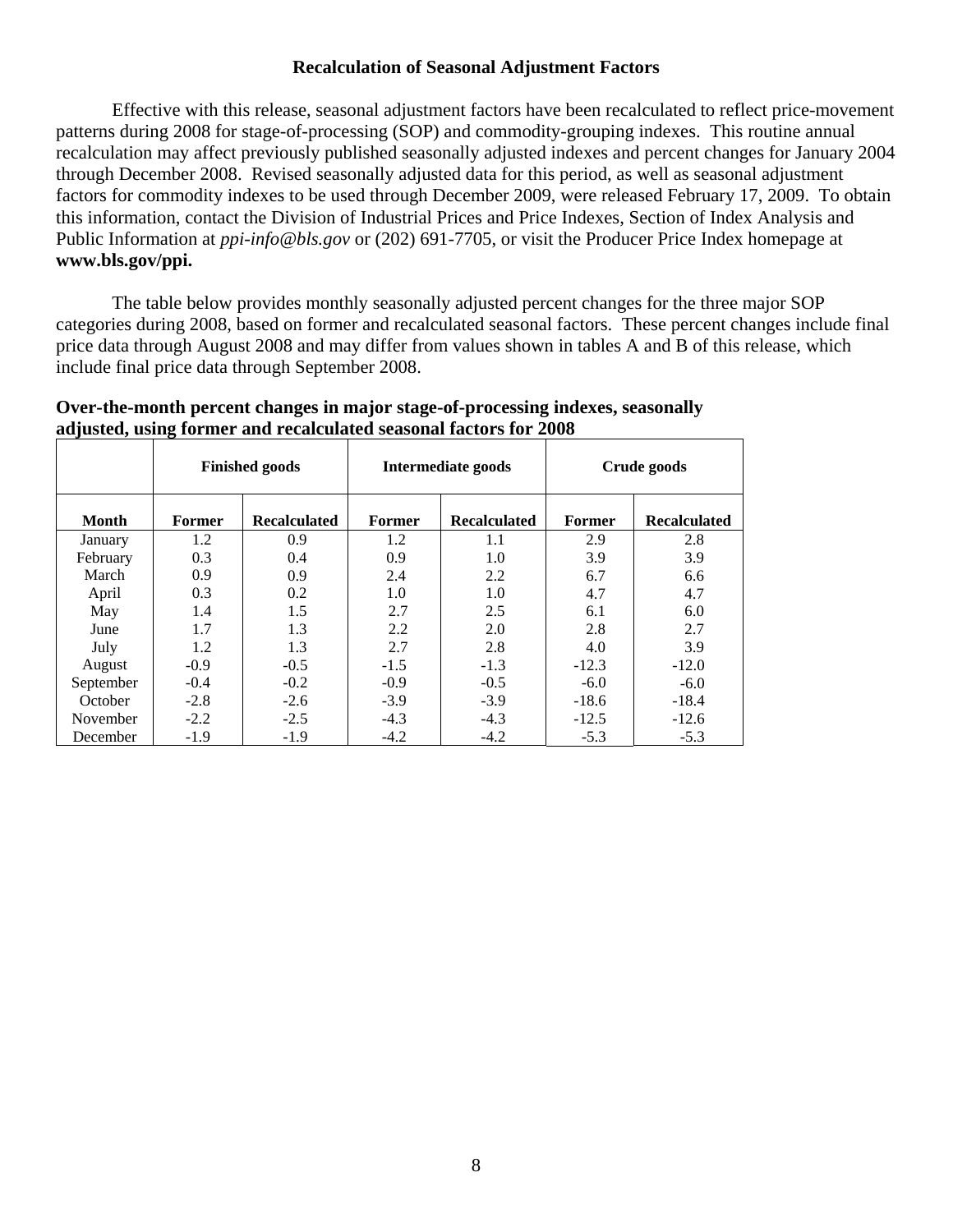## Recalculation of Seasonal Adjustment Factors

Effective with this release, seasonal adjustment factors have been recalculated to reflect price-movement patterns during 2008 for stage-of-processing (SOP) and commodity-grouping indexes. This routine annual recalculation may affect previously published seasonally adjusted indexes and percent changes for January 2004 through December 2008. Revised seasonally adjusted data for this period, as well as seasonal adjustment factors for commodity indexes to be used through December 2009, were released February 17, 2009. To obtain this information, contact the Division of Industrial Prices and Price Indexes, Section of Index Analysis and Public Information at *ppi-info@bls.gov* or (202) 691-7705, or visit the Producer Price Index homepage at **www.bls.gov/ppi.**

The table below provides monthly seasonally adjusted percent changes for the three major SOP categories during 2008, based on former and recalculated seasonal factors. These percent changes include final price data through August 2008 and may differ from values shown in tables A and B of this release, which include final price data through September 2008.

**Over-the-month percent changes in major stage-of-processing indexes, seasonally adjusted, using former and recalculated seasonal factors for 2008**

| | Finished goods | | Intermediate goods | | Crude goods | |
|---|---|---|---|---|---|---|
| **Month** | **Former** | **Recalculated** | **Former** | **Recalculated** | **Former** | **Recalculated** |
| January | 1.2 | 0.9 | 1.2 | 1.1 | 2.9 | 2.8 |
| February | 0.3 | 0.4 | 0.9 | 1.0 | 3.9 | 3.9 |
| March | 0.9 | 0.9 | 2.4 | 2.2 | 6.7 | 6.6 |
| April | 0.3 | 0.2 | 1.0 | 1.0 | 4.7 | 4.7 |
| May | 1.4 | 1.5 | 2.7 | 2.5 | 6.1 | 6.0 |
| June | 1.7 | 1.3 | 2.2 | 2.0 | 2.8 | 2.7 |
| July | 1.2 | 1.3 | 2.7 | 2.8 | 4.0 | 3.9 |
| August | -0.9 | -0.5 | -1.5 | -1.3 | -12.3 | -12.0 |
| September | -0.4 | -0.2 | -0.9 | -0.5 | -6.0 | -6.0 |
| October | -2.8 | -2.6 | -3.9 | -3.9 | -18.6 | -18.4 |
| November | -2.2 | -2.5 | -4.3 | -4.3 | -12.5 | -12.6 |
| December | -1.9 | -1.9 | -4.2 | -4.2 | -5.3 | -5.3 |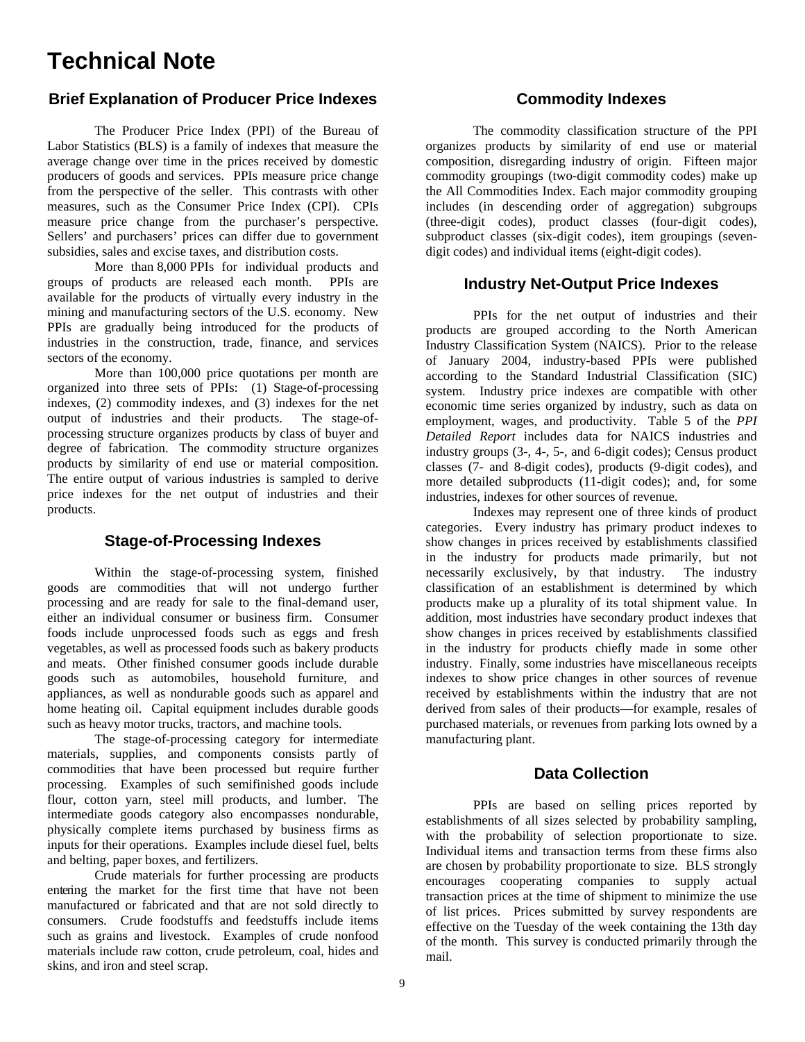# Technical Note

## Brief Explanation of Producer Price Indexes

The Producer Price Index (PPI) of the Bureau of Labor Statistics (BLS) is a family of indexes that measure the average change over time in the prices received by domestic producers of goods and services. PPIs measure price change from the perspective of the seller. This contrasts with other measures, such as the Consumer Price Index (CPI). CPIs measure price change from the purchaser's perspective. Sellers' and purchasers' prices can differ due to government subsidies, sales and excise taxes, and distribution costs.

More than 8,000 PPIs for individual products and groups of products are released each month. PPIs are available for the products of virtually every industry in the mining and manufacturing sectors of the U.S. economy. New PPIs are gradually being introduced for the products of industries in the construction, trade, finance, and services sectors of the economy.

More than 100,000 price quotations per month are organized into three sets of PPIs: (1) Stage-of-processing indexes, (2) commodity indexes, and (3) indexes for the net output of industries and their products. The stage-of-processing structure organizes products by class of buyer and degree of fabrication. The commodity structure organizes products by similarity of end use or material composition. The entire output of various industries is sampled to derive price indexes for the net output of industries and their products.

## Stage-of-Processing Indexes

Within the stage-of-processing system, finished goods are commodities that will not undergo further processing and are ready for sale to the final-demand user, either an individual consumer or business firm. Consumer foods include unprocessed foods such as eggs and fresh vegetables, as well as processed foods such as bakery products and meats. Other finished consumer goods include durable goods such as automobiles, household furniture, and appliances, as well as nondurable goods such as apparel and home heating oil. Capital equipment includes durable goods such as heavy motor trucks, tractors, and machine tools.

The stage-of-processing category for intermediate materials, supplies, and components consists partly of commodities that have been processed but require further processing. Examples of such semifinished goods include flour, cotton yarn, steel mill products, and lumber. The intermediate goods category also encompasses nondurable, physically complete items purchased by business firms as inputs for their operations. Examples include diesel fuel, belts and belting, paper boxes, and fertilizers.

Crude materials for further processing are products entering the market for the first time that have not been manufactured or fabricated and that are not sold directly to consumers. Crude foodstuffs and feedstuffs include items such as grains and livestock. Examples of crude nonfood materials include raw cotton, crude petroleum, coal, hides and skins, and iron and steel scrap.

## Commodity Indexes

The commodity classification structure of the PPI organizes products by similarity of end use or material composition, disregarding industry of origin. Fifteen major commodity groupings (two-digit commodity codes) make up the All Commodities Index. Each major commodity grouping includes (in descending order of aggregation) subgroups (three-digit codes), product classes (four-digit codes), subproduct classes (six-digit codes), item groupings (seven-digit codes) and individual items (eight-digit codes).

## Industry Net-Output Price Indexes

PPIs for the net output of industries and their products are grouped according to the North American Industry Classification System (NAICS). Prior to the release of January 2004, industry-based PPIs were published according to the Standard Industrial Classification (SIC) system. Industry price indexes are compatible with other economic time series organized by industry, such as data on employment, wages, and productivity. Table 5 of the *PPI Detailed Report* includes data for NAICS industries and industry groups (3-, 4-, 5-, and 6-digit codes); Census product classes (7- and 8-digit codes), products (9-digit codes), and more detailed subproducts (11-digit codes); and, for some industries, indexes for other sources of revenue.

Indexes may represent one of three kinds of product categories. Every industry has primary product indexes to show changes in prices received by establishments classified in the industry for products made primarily, but not necessarily exclusively, by that industry. The industry classification of an establishment is determined by which products make up a plurality of its total shipment value. In addition, most industries have secondary product indexes that show changes in prices received by establishments classified in the industry for products chiefly made in some other industry. Finally, some industries have miscellaneous receipts indexes to show price changes in other sources of revenue received by establishments within the industry that are not derived from sales of their products—for example, resales of purchased materials, or revenues from parking lots owned by a manufacturing plant.

## Data Collection

PPIs are based on selling prices reported by establishments of all sizes selected by probability sampling, with the probability of selection proportionate to size. Individual items and transaction terms from these firms also are chosen by probability proportionate to size. BLS strongly encourages cooperating companies to supply actual transaction prices at the time of shipment to minimize the use of list prices. Prices submitted by survey respondents are effective on the Tuesday of the week containing the 13th day of the month. This survey is conducted primarily through the mail.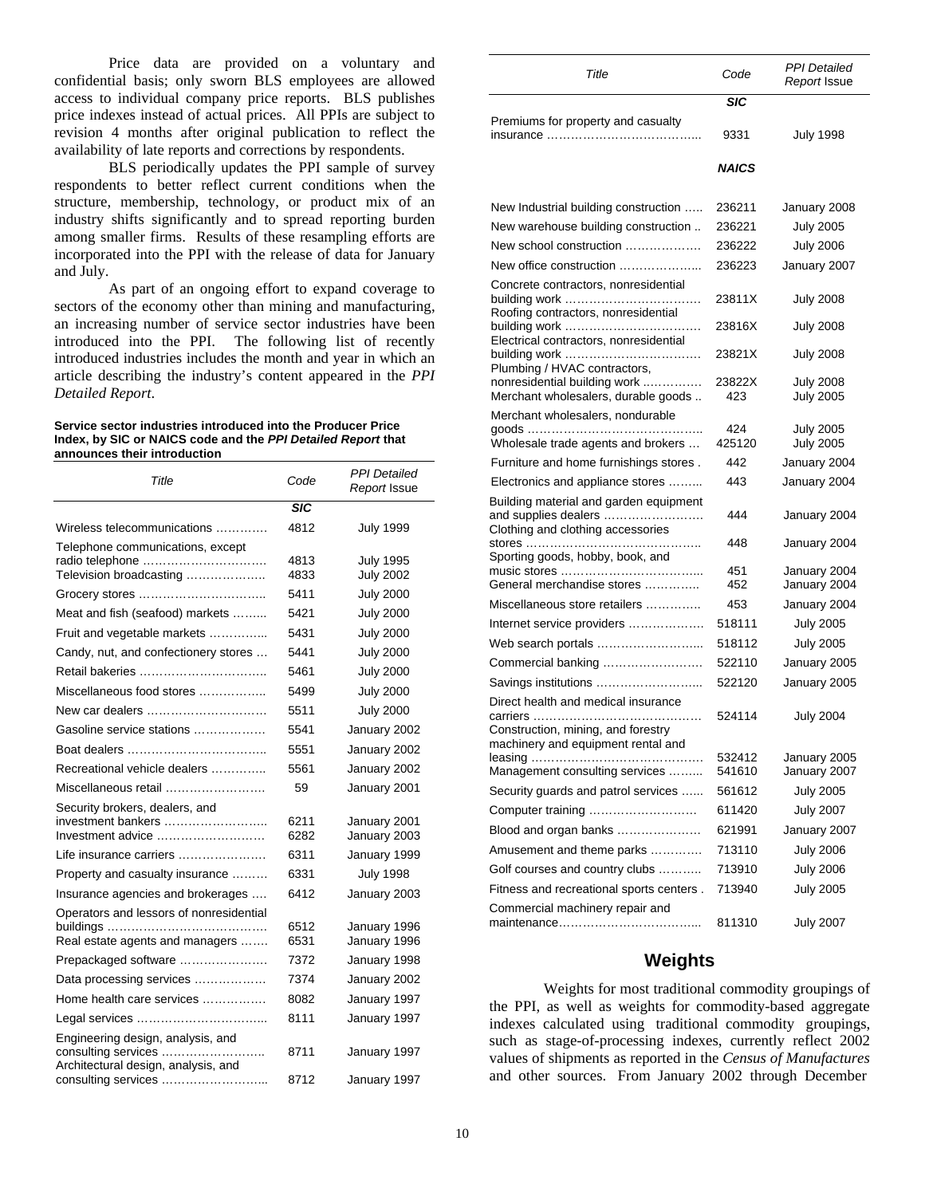Price data are provided on a voluntary and confidential basis; only sworn BLS employees are allowed access to individual company price reports. BLS publishes price indexes instead of actual prices. All PPIs are subject to revision 4 months after original publication to reflect the availability of late reports and corrections by respondents.

BLS periodically updates the PPI sample of survey respondents to better reflect current conditions when the structure, membership, technology, or product mix of an industry shifts significantly and to spread reporting burden among smaller firms. Results of these resampling efforts are incorporated into the PPI with the release of data for January and July.

As part of an ongoing effort to expand coverage to sectors of the economy other than mining and manufacturing, an increasing number of service sector industries have been introduced into the PPI. The following list of recently introduced industries includes the month and year in which an article describing the industry's content appeared in the *PPI Detailed Report*.

**Service sector industries introduced into the Producer Price Index, by SIC or NAICS code and the *PPI Detailed Report* that announces their introduction**

| *Title* | *Code* | *PPI Detailed Report* Issue |
|---|---|---|
| | ***SIC*** | |
| Wireless telecommunications | 4812 | July 1999 |
| Telephone communications, except radio telephone | 4813 | July 1995 |
| Television broadcasting | 4833 | July 2002 |
| Grocery stores | 5411 | July 2000 |
| Meat and fish (seafood) markets | 5421 | July 2000 |
| Fruit and vegetable markets | 5431 | July 2000 |
| Candy, nut, and confectionery stores | 5441 | July 2000 |
| Retail bakeries | 5461 | July 2000 |
| Miscellaneous food stores | 5499 | July 2000 |
| New car dealers | 5511 | July 2000 |
| Gasoline service stations | 5541 | January 2002 |
| Boat dealers | 5551 | January 2002 |
| Recreational vehicle dealers | 5561 | January 2002 |
| Miscellaneous retail | 59 | January 2001 |
| Security brokers, dealers, and investment bankers | 6211 | January 2001 |
| Investment advice | 6282 | January 2003 |
| Life insurance carriers | 6311 | January 1999 |
| Property and casualty insurance | 6331 | July 1998 |
| Insurance agencies and brokerages | 6412 | January 2003 |
| Operators and lessors of nonresidential buildings | 6512 | January 1996 |
| Real estate agents and managers | 6531 | January 1996 |
| Prepackaged software | 7372 | January 1998 |
| Data processing services | 7374 | January 2002 |
| Home health care services | 8082 | January 1997 |
| Legal services | 8111 | January 1997 |
| Engineering design, analysis, and consulting services | 8711 | January 1997 |
| Architectural design, analysis, and consulting services | 8712 | January 1997 |
| Premiums for property and casualty insurance | 9331 | July 1998 |
| | ***NAICS*** | |
| New Industrial building construction | 236211 | January 2008 |
| New warehouse building construction | 236221 | July 2005 |
| New school construction | 236222 | July 2006 |
| New office construction | 236223 | January 2007 |
| Concrete contractors, nonresidential building work | 23811X | July 2008 |
| Roofing contractors, nonresidential building work | 23816X | July 2008 |
| Electrical contractors, nonresidential building work | 23821X | July 2008 |
| Plumbing / HVAC contractors, nonresidential building work | 23822X | July 2008 |
| Merchant wholesalers, durable goods | 423 | July 2005 |
| Merchant wholesalers, nondurable goods | 424 | July 2005 |
| Wholesale trade agents and brokers | 425120 | July 2005 |
| Furniture and home furnishings stores | 442 | January 2004 |
| Electronics and appliance stores | 443 | January 2004 |
| Building material and garden equipment and supplies dealers | 444 | January 2004 |
| Clothing and clothing accessories stores | 448 | January 2004 |
| Sporting goods, hobby, book, and music stores | 451 | January 2004 |
| General merchandise stores | 452 | January 2004 |
| Miscellaneous store retailers | 453 | January 2004 |
| Internet service providers | 518111 | July 2005 |
| Web search portals | 518112 | July 2005 |
| Commercial banking | 522110 | January 2005 |
| Savings institutions | 522120 | January 2005 |
| Direct health and medical insurance carriers | 524114 | July 2004 |
| Construction, mining, and forestry machinery and equipment rental and leasing | 532412 | January 2005 |
| Management consulting services | 541610 | January 2007 |
| Security guards and patrol services | 561612 | July 2005 |
| Computer training | 611420 | July 2007 |
| Blood and organ banks | 621991 | January 2007 |
| Amusement and theme parks | 713110 | July 2006 |
| Golf courses and country clubs | 713910 | July 2006 |
| Fitness and recreational sports centers | 713940 | July 2005 |
| Commercial machinery repair and maintenance | 811310 | July 2007 |

## Weights

Weights for most traditional commodity groupings of the PPI, as well as weights for commodity-based aggregate indexes calculated using traditional commodity groupings, such as stage-of-processing indexes, currently reflect 2002 values of shipments as reported in the *Census of Manufactures* and other sources. From January 2002 through December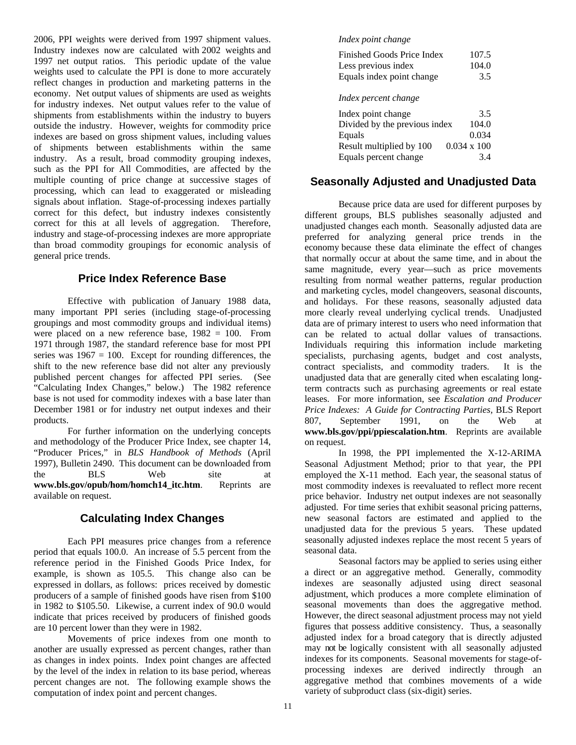2006, PPI weights were derived from 1997 shipment values. Industry indexes now are calculated with 2002 weights and 1997 net output ratios. This periodic update of the value weights used to calculate the PPI is done to more accurately reflect changes in production and marketing patterns in the economy. Net output values of shipments are used as weights for industry indexes. Net output values refer to the value of shipments from establishments within the industry to buyers outside the industry. However, weights for commodity price indexes are based on gross shipment values, including values of shipments between establishments within the same industry. As a result, broad commodity grouping indexes, such as the PPI for All Commodities, are affected by the multiple counting of price change at successive stages of processing, which can lead to exaggerated or misleading signals about inflation. Stage-of-processing indexes partially correct for this defect, but industry indexes consistently correct for this at all levels of aggregation. Therefore, industry and stage-of-processing indexes are more appropriate than broad commodity groupings for economic analysis of general price trends.

## Price Index Reference Base

Effective with publication of January 1988 data, many important PPI series (including stage-of-processing groupings and most commodity groups and individual items) were placed on a new reference base, 1982 = 100. From 1971 through 1987, the standard reference base for most PPI series was 1967 = 100. Except for rounding differences, the shift to the new reference base did not alter any previously published percent changes for affected PPI series. (See "Calculating Index Changes," below.) The 1982 reference base is not used for commodity indexes with a base later than December 1981 or for industry net output indexes and their products.

For further information on the underlying concepts and methodology of the Producer Price Index, see chapter 14, "Producer Prices," in *BLS Handbook of Methods* (April 1997), Bulletin 2490. This document can be downloaded from the BLS Web site at **www.bls.gov/opub/hom/homch14_itc.htm**. Reprints are available on request.

## Calculating Index Changes

Each PPI measures price changes from a reference period that equals 100.0. An increase of 5.5 percent from the reference period in the Finished Goods Price Index, for example, is shown as 105.5. This change also can be expressed in dollars, as follows: prices received by domestic producers of a sample of finished goods have risen from $100 in 1982 to $105.50. Likewise, a current index of 90.0 would indicate that prices received by producers of finished goods are 10 percent lower than they were in 1982.

Movements of price indexes from one month to another are usually expressed as percent changes, rather than as changes in index points. Index point changes are affected by the level of the index in relation to its base period, whereas percent changes are not. The following example shows the computation of index point and percent changes.

*Index point change*

| | |
|---|---|
| Finished Goods Price Index | 107.5 |
| Less previous index | 104.0 |
| Equals index point change | 3.5 |

*Index percent change*

| | |
|---|---|
| Index point change | 3.5 |
| Divided by the previous index | 104.0 |
| Equals | 0.034 |
| Result multiplied by 100 | 0.034 x 100 |
| Equals percent change | 3.4 |

## Seasonally Adjusted and Unadjusted Data

Because price data are used for different purposes by different groups, BLS publishes seasonally adjusted and unadjusted changes each month. Seasonally adjusted data are preferred for analyzing general price trends in the economy because these data eliminate the effect of changes that normally occur at about the same time, and in about the same magnitude, every year—such as price movements resulting from normal weather patterns, regular production and marketing cycles, model changeovers, seasonal discounts, and holidays. For these reasons, seasonally adjusted data more clearly reveal underlying cyclical trends. Unadjusted data are of primary interest to users who need information that can be related to actual dollar values of transactions. Individuals requiring this information include marketing specialists, purchasing agents, budget and cost analysts, contract specialists, and commodity traders. It is the unadjusted data that are generally cited when escalating long-term contracts such as purchasing agreements or real estate leases. For more information, see *Escalation and Producer Price Indexes: A Guide for Contracting Parties,* BLS Report 807, September 1991, on the Web at **www.bls.gov/ppi/ppiescalation.htm**. Reprints are available on request.

In 1998, the PPI implemented the X-12-ARIMA Seasonal Adjustment Method; prior to that year, the PPI employed the X-11 method. Each year, the seasonal status of most commodity indexes is reevaluated to reflect more recent price behavior. Industry net output indexes are not seasonally adjusted. For time series that exhibit seasonal pricing patterns, new seasonal factors are estimated and applied to the unadjusted data for the previous 5 years. These updated seasonally adjusted indexes replace the most recent 5 years of seasonal data.

Seasonal factors may be applied to series using either a direct or an aggregative method. Generally, commodity indexes are seasonally adjusted using direct seasonal adjustment, which produces a more complete elimination of seasonal movements than does the aggregative method. However, the direct seasonal adjustment process may not yield figures that possess additive consistency. Thus, a seasonally adjusted index for a broad category that is directly adjusted may not be logically consistent with all seasonally adjusted indexes for its components. Seasonal movements for stage-of-processing indexes are derived indirectly through an aggregative method that combines movements of a wide variety of subproduct class (six-digit) series.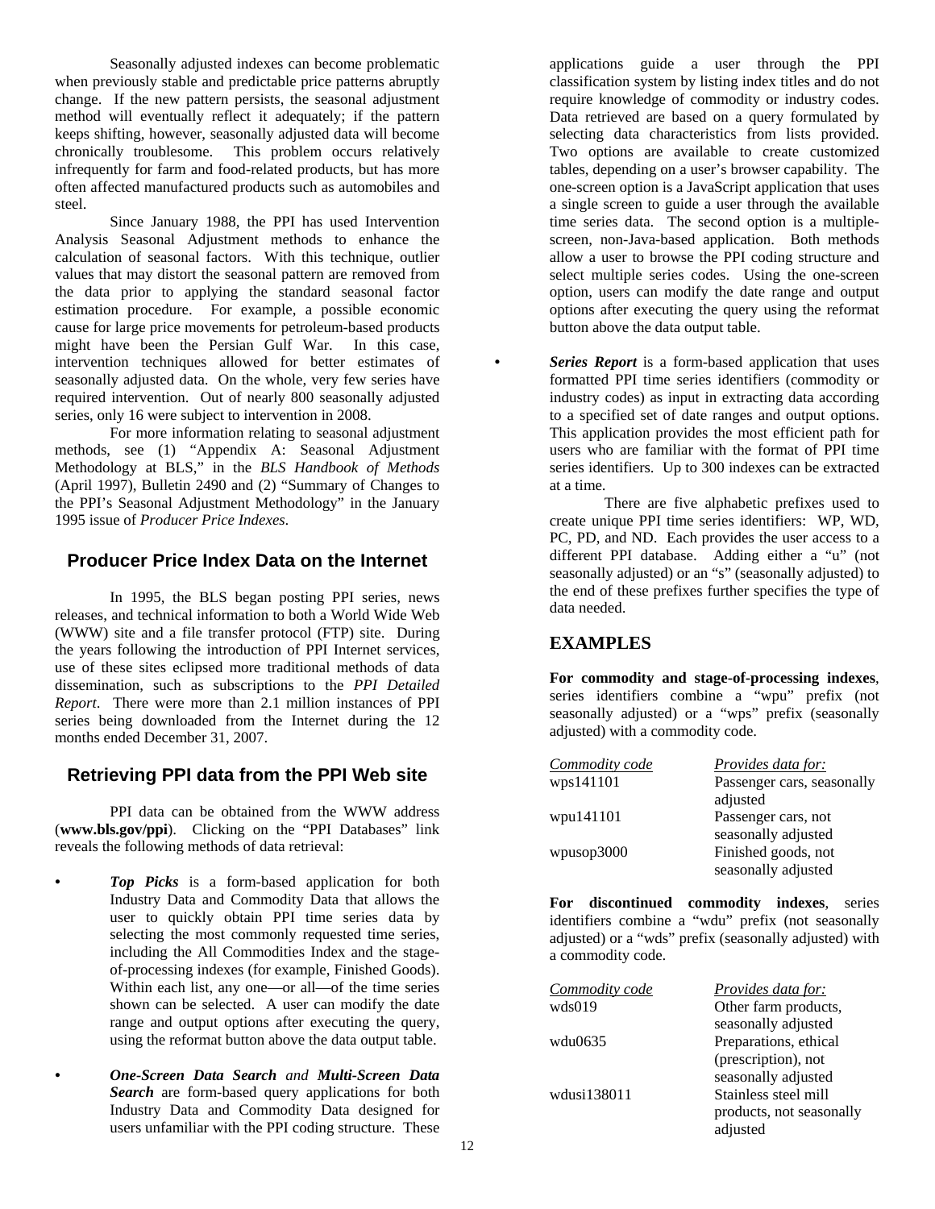Seasonally adjusted indexes can become problematic when previously stable and predictable price patterns abruptly change. If the new pattern persists, the seasonal adjustment method will eventually reflect it adequately; if the pattern keeps shifting, however, seasonally adjusted data will become chronically troublesome. This problem occurs relatively infrequently for farm and food-related products, but has more often affected manufactured products such as automobiles and steel.

Since January 1988, the PPI has used Intervention Analysis Seasonal Adjustment methods to enhance the calculation of seasonal factors. With this technique, outlier values that may distort the seasonal pattern are removed from the data prior to applying the standard seasonal factor estimation procedure. For example, a possible economic cause for large price movements for petroleum-based products might have been the Persian Gulf War. In this case, intervention techniques allowed for better estimates of seasonally adjusted data. On the whole, very few series have required intervention. Out of nearly 800 seasonally adjusted series, only 16 were subject to intervention in 2008.

For more information relating to seasonal adjustment methods, see (1) "Appendix A: Seasonal Adjustment Methodology at BLS," in the *BLS Handbook of Methods* (April 1997), Bulletin 2490 and (2) "Summary of Changes to the PPI's Seasonal Adjustment Methodology" in the January 1995 issue of *Producer Price Indexes*.

## Producer Price Index Data on the Internet

In 1995, the BLS began posting PPI series, news releases, and technical information to both a World Wide Web (WWW) site and a file transfer protocol (FTP) site. During the years following the introduction of PPI Internet services, use of these sites eclipsed more traditional methods of data dissemination, such as subscriptions to the *PPI Detailed Report*. There were more than 2.1 million instances of PPI series being downloaded from the Internet during the 12 months ended December 31, 2007.

## Retrieving PPI data from the PPI Web site

PPI data can be obtained from the WWW address (**www.bls.gov/ppi**). Clicking on the "PPI Databases" link reveals the following methods of data retrieval:

- ***Top Picks*** is a form-based application for both Industry Data and Commodity Data that allows the user to quickly obtain PPI time series data by selecting the most commonly requested time series, including the All Commodities Index and the stage-of-processing indexes (for example, Finished Goods). Within each list, any one—or all—of the time series shown can be selected. A user can modify the date range and output options after executing the query, using the reformat button above the data output table.

- ***One-Screen Data Search*** *and* ***Multi-Screen Data Search*** are form-based query applications for both Industry Data and Commodity Data designed for users unfamiliar with the PPI coding structure. These applications guide a user through the PPI classification system by listing index titles and do not require knowledge of commodity or industry codes. Data retrieved are based on a query formulated by selecting data characteristics from lists provided. Two options are available to create customized tables, depending on a user's browser capability. The one-screen option is a JavaScript application that uses a single screen to guide a user through the available time series data. The second option is a multiple-screen, non-Java-based application. Both methods allow a user to browse the PPI coding structure and select multiple series codes. Using the one-screen option, users can modify the date range and output options after executing the query using the reformat button above the data output table.

- ***Series Report*** is a form-based application that uses formatted PPI time series identifiers (commodity or industry codes) as input in extracting data according to a specified set of date ranges and output options. This application provides the most efficient path for users who are familiar with the format of PPI time series identifiers. Up to 300 indexes can be extracted at a time.

  There are five alphabetic prefixes used to create unique PPI time series identifiers: WP, WD, PC, PD, and ND. Each provides the user access to a different PPI database. Adding either a "u" (not seasonally adjusted) or an "s" (seasonally adjusted) to the end of these prefixes further specifies the type of data needed.

## EXAMPLES

**For commodity and stage-of-processing indexes**, series identifiers combine a "wpu" prefix (not seasonally adjusted) or a "wps" prefix (seasonally adjusted) with a commodity code.

| *Commodity code* | *Provides data for:* |
|---|---|
| wps141101 | Passenger cars, seasonally adjusted |
| wpu141101 | Passenger cars, not seasonally adjusted |
| wpusop3000 | Finished goods, not seasonally adjusted |

**For discontinued commodity indexes**, series identifiers combine a "wdu" prefix (not seasonally adjusted) or a "wds" prefix (seasonally adjusted) with a commodity code.

| *Commodity code* | *Provides data for:* |
|---|---|
| wds019 | Other farm products, seasonally adjusted |
| wdu0635 | Preparations, ethical (prescription), not seasonally adjusted |
| wdusi138011 | Stainless steel mill products, not seasonally adjusted |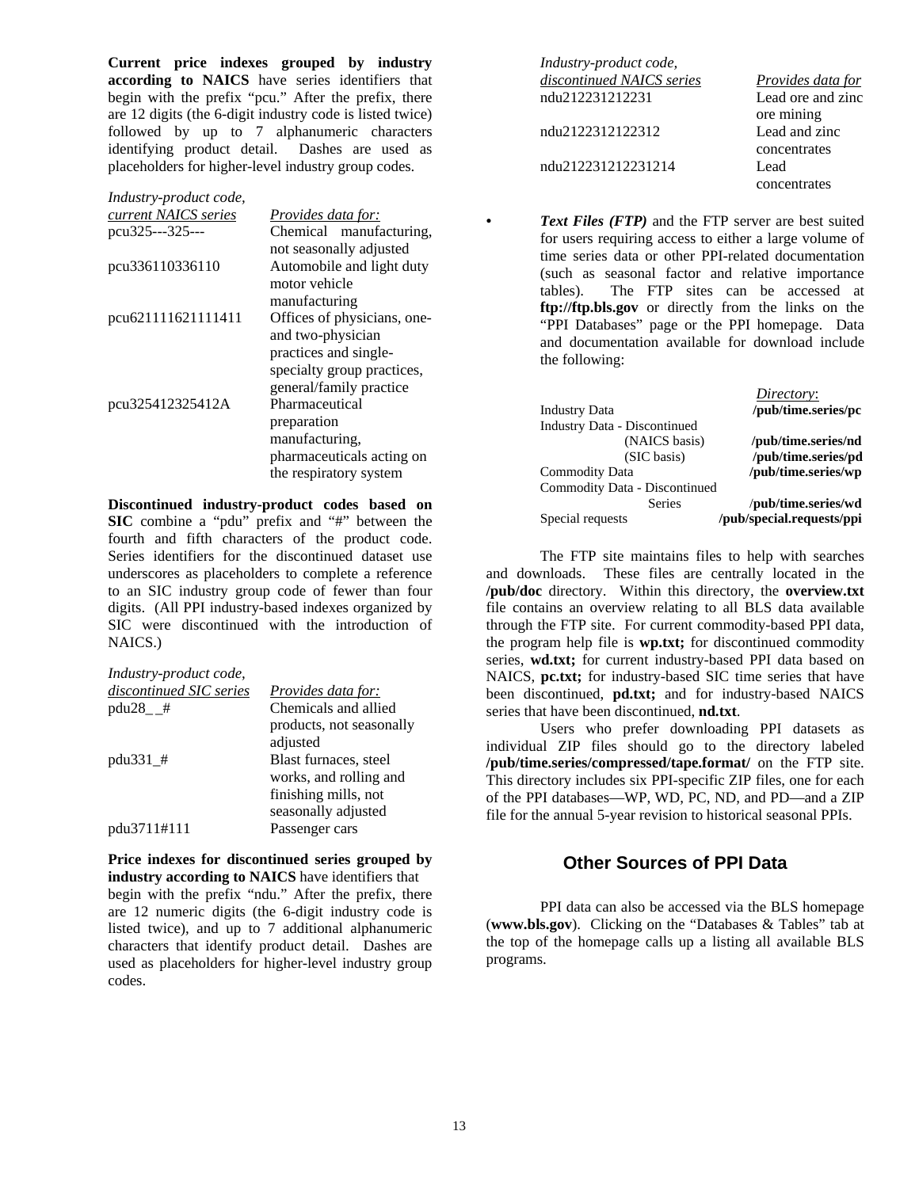**Current price indexes grouped by industry according to NAICS** have series identifiers that begin with the prefix "pcu." After the prefix, there are 12 digits (the 6-digit industry code is listed twice) followed by up to 7 alphanumeric characters identifying product detail. Dashes are used as placeholders for higher-level industry group codes.

| *Industry-product code, current NAICS series* | *Provides data for:* |
|---|---|
| pcu325---325--- | Chemical manufacturing, not seasonally adjusted |
| pcu336110336110 | Automobile and light duty motor vehicle manufacturing |
| pcu621111621111411 | Offices of physicians, one- and two-physician practices and single-specialty group practices, general/family practice |
| pcu325412325412A | Pharmaceutical preparation manufacturing, pharmaceuticals acting on the respiratory system |

**Discontinued industry-product codes based on SIC** combine a "pdu" prefix and "#" between the fourth and fifth characters of the product code. Series identifiers for the discontinued dataset use underscores as placeholders to complete a reference to an SIC industry group code of fewer than four digits. (All PPI industry-based indexes organized by SIC were discontinued with the introduction of NAICS.)

| *Industry-product code, discontinued SIC series* | *Provides data for:* |
|---|---|
| pdu28_ _# | Chemicals and allied products, not seasonally adjusted |
| pdu331_# | Blast furnaces, steel works, and rolling and finishing mills, not seasonally adjusted |
| pdu3711#111 | Passenger cars |

**Price indexes for discontinued series grouped by industry according to NAICS** have identifiers that begin with the prefix "ndu." After the prefix, there are 12 numeric digits (the 6-digit industry code is listed twice), and up to 7 additional alphanumeric characters that identify product detail. Dashes are used as placeholders for higher-level industry group codes.

| *Industry-product code, discontinued NAICS series* | *Provides data for* |
|---|---|
| ndu212231212231 | Lead ore and zinc ore mining |
| ndu2122312122312 | Lead and zinc concentrates |
| ndu212231212231214 | Lead concentrates |

- ***Text Files (FTP)*** and the FTP server are best suited for users requiring access to either a large volume of time series data or other PPI-related documentation (such as seasonal factor and relative importance tables). The FTP sites can be accessed at **ftp://ftp.bls.gov** or directly from the links on the "PPI Databases" page or the PPI homepage. Data and documentation available for download include the following:

| | *Directory*: |
|---|---|
| Industry Data | **/pub/time.series/pc** |
| Industry Data - Discontinued | |
| (NAICS basis) | **/pub/time.series/nd** |
| (SIC basis) | **/pub/time.series/pd** |
| Commodity Data | **/pub/time.series/wp** |
| Commodity Data - Discontinued Series | /**pub/time.series/wd** |
| Special requests | **/pub/special.requests/ppi** |

The FTP site maintains files to help with searches and downloads. These files are centrally located in the **/pub/doc** directory. Within this directory, the **overview.txt** file contains an overview relating to all BLS data available through the FTP site. For current commodity-based PPI data, the program help file is **wp.txt;** for discontinued commodity series, **wd.txt;** for current industry-based PPI data based on NAICS, **pc.txt;** for industry-based SIC time series that have been discontinued, **pd.txt;** and for industry-based NAICS series that have been discontinued, **nd.txt**.

Users who prefer downloading PPI datasets as individual ZIP files should go to the directory labeled **/pub/time.series/compressed/tape.format/** on the FTP site. This directory includes six PPI-specific ZIP files, one for each of the PPI databases—WP, WD, PC, ND, and PD—and a ZIP file for the annual 5-year revision to historical seasonal PPIs.

## Other Sources of PPI Data

PPI data can also be accessed via the BLS homepage (**www.bls.gov**). Clicking on the "Databases & Tables" tab at the top of the homepage calls up a listing all available BLS programs.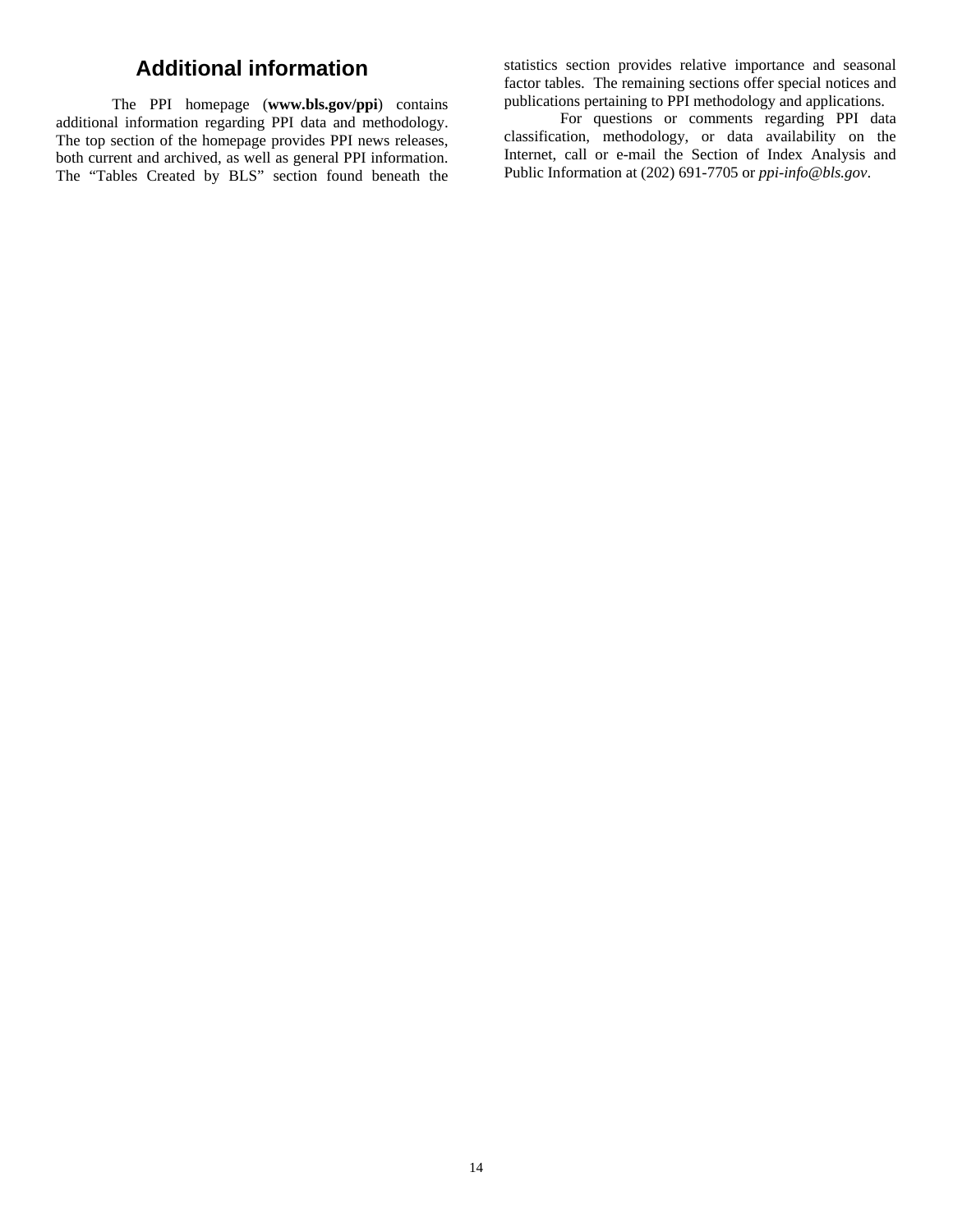## Additional information

The PPI homepage (**www.bls.gov/ppi**) contains additional information regarding PPI data and methodology. The top section of the homepage provides PPI news releases, both current and archived, as well as general PPI information. The "Tables Created by BLS" section found beneath the statistics section provides relative importance and seasonal factor tables. The remaining sections offer special notices and publications pertaining to PPI methodology and applications.

For questions or comments regarding PPI data classification, methodology, or data availability on the Internet, call or e-mail the Section of Index Analysis and Public Information at (202) 691-7705 or *ppi-info@bls.gov*.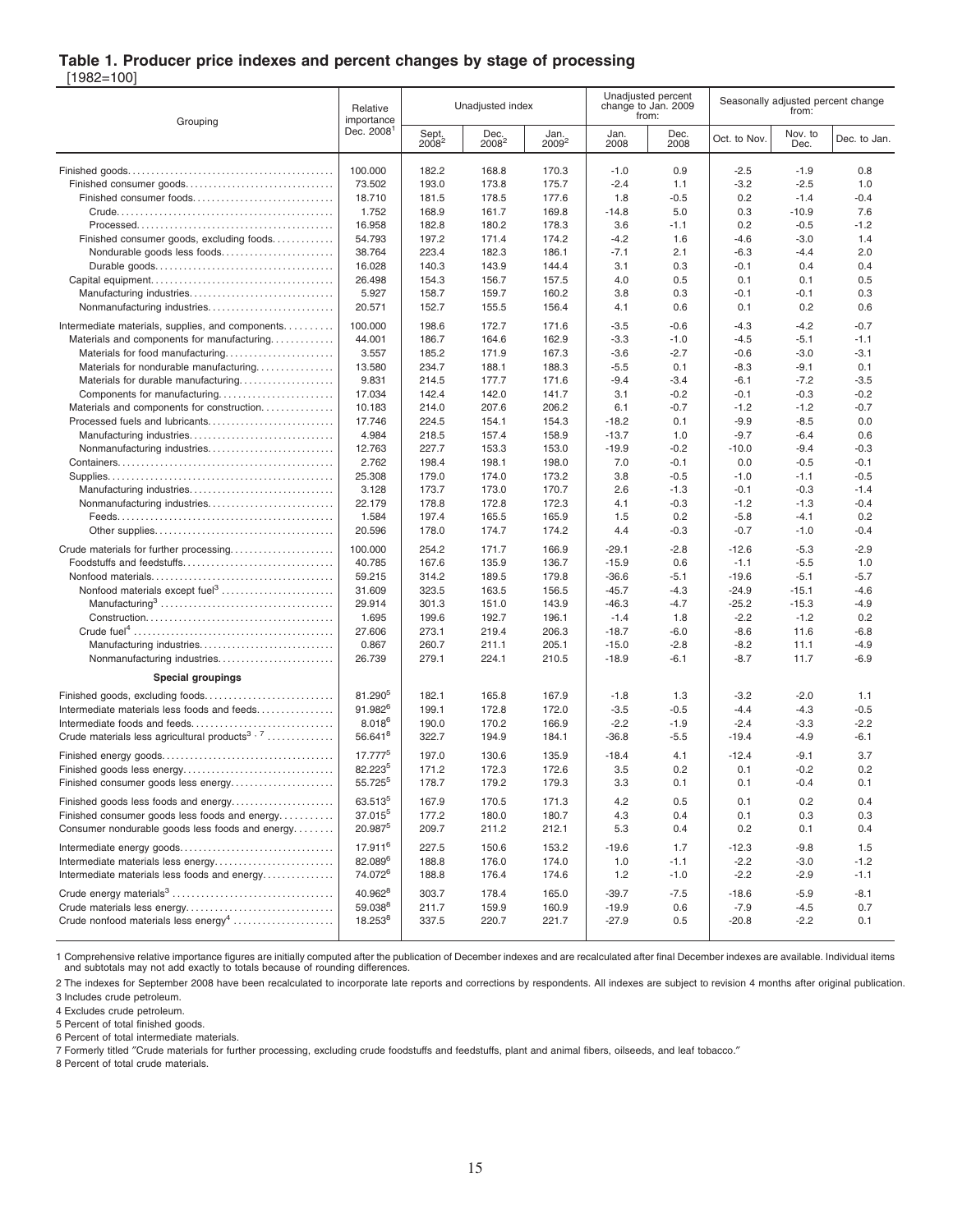# Table 1. Producer price indexes and percent changes by stage of processing

[1982=100]

| Grouping | Relative importance Dec. 2008[1] | Unadjusted index | | | Unadjusted percent change to Jan. 2009 from: | | Seasonally adjusted percent change from: | | |
|---|---|---|---|---|---|---|---|---|---|
| | | Sept. 2008[2] | Dec. 2008[2] | Jan. 2009[2] | Jan. 2008 | Dec. 2008 | Oct. to Nov. | Nov. to Dec. | Dec. to Jan. |
| Finished goods | 100.000 | 182.2 | 168.8 | 170.3 | -1.0 | 0.9 | -2.5 | -1.9 | 0.8 |
| Finished consumer goods | 73.502 | 193.0 | 173.8 | 175.7 | -2.4 | 1.1 | -3.2 | -2.5 | 1.0 |
| Finished consumer foods | 18.710 | 181.5 | 178.5 | 177.6 | 1.8 | -0.5 | 0.2 | -1.4 | -0.4 |
| Crude | 1.752 | 168.9 | 161.7 | 169.8 | -14.8 | 5.0 | 0.3 | -10.9 | 7.6 |
| Processed | 16.958 | 182.8 | 180.2 | 178.3 | 3.6 | -1.1 | 0.2 | -0.5 | -1.2 |
| Finished consumer goods, excluding foods | 54.793 | 197.2 | 171.4 | 174.2 | -4.2 | 1.6 | -4.6 | -3.0 | 1.4 |
| Nondurable goods less foods | 38.764 | 223.4 | 182.3 | 186.1 | -7.1 | 2.1 | -6.3 | -4.4 | 2.0 |
| Durable goods | 16.028 | 140.3 | 143.9 | 144.4 | 3.1 | 0.3 | -0.1 | 0.4 | 0.4 |
| Capital equipment | 26.498 | 154.3 | 156.7 | 157.5 | 4.0 | 0.5 | 0.1 | 0.1 | 0.5 |
| Manufacturing industries | 5.927 | 158.7 | 159.7 | 160.2 | 3.8 | 0.3 | -0.1 | -0.1 | 0.3 |
| Nonmanufacturing industries | 20.571 | 152.7 | 155.5 | 156.4 | 4.1 | 0.6 | 0.1 | 0.2 | 0.6 |
| Intermediate materials, supplies, and components | 100.000 | 198.6 | 172.7 | 171.6 | -3.5 | -0.6 | -4.3 | -4.2 | -0.7 |
| Materials and components for manufacturing | 44.001 | 186.7 | 164.6 | 162.9 | -3.3 | -1.0 | -4.5 | -5.1 | -1.1 |
| Materials for food manufacturing | 3.557 | 185.2 | 171.9 | 167.3 | -3.6 | -2.7 | -0.6 | -3.0 | -3.1 |
| Materials for nondurable manufacturing | 13.580 | 234.7 | 188.1 | 188.3 | -5.5 | 0.1 | -8.3 | -9.1 | 0.1 |
| Materials for durable manufacturing | 9.831 | 214.5 | 177.7 | 171.6 | -9.4 | -3.4 | -6.1 | -7.2 | -3.5 |
| Components for manufacturing | 17.034 | 142.4 | 142.0 | 141.7 | 3.1 | -0.2 | -0.1 | -0.3 | -0.2 |
| Materials and components for construction | 10.183 | 214.0 | 207.6 | 206.2 | 6.1 | -0.7 | -1.2 | -1.2 | -0.7 |
| Processed fuels and lubricants | 17.746 | 224.5 | 154.1 | 154.3 | -18.2 | 0.1 | -9.9 | -8.5 | 0.0 |
| Manufacturing industries | 4.984 | 218.5 | 157.4 | 158.9 | -13.7 | 1.0 | -9.7 | -6.4 | 0.6 |
| Nonmanufacturing industries | 12.763 | 227.7 | 153.3 | 153.0 | -19.9 | -0.2 | -10.0 | -9.4 | -0.3 |
| Containers | 2.762 | 198.4 | 198.1 | 198.0 | 7.0 | -0.1 | 0.0 | -0.5 | -0.1 |
| Supplies | 25.308 | 179.0 | 174.0 | 173.2 | 3.8 | -0.5 | -1.0 | -1.1 | -0.5 |
| Manufacturing industries | 3.128 | 173.7 | 173.0 | 170.7 | 2.6 | -1.3 | -0.1 | -0.3 | -1.4 |
| Nonmanufacturing industries | 22.179 | 178.8 | 172.8 | 172.3 | 4.1 | -0.3 | -1.2 | -1.3 | -0.4 |
| Feeds | 1.584 | 197.4 | 165.5 | 165.9 | 1.5 | 0.2 | -5.8 | -4.1 | 0.2 |
| Other supplies | 20.596 | 178.0 | 174.7 | 174.2 | 4.4 | -0.3 | -0.7 | -1.0 | -0.4 |
| Crude materials for further processing | 100.000 | 254.2 | 171.7 | 166.9 | -29.1 | -2.8 | -12.6 | -5.3 | -2.9 |
| Foodstuffs and feedstuffs | 40.785 | 167.6 | 135.9 | 136.7 | -15.9 | 0.6 | -1.1 | -5.5 | 1.0 |
| Nonfood materials | 59.215 | 314.2 | 189.5 | 179.8 | -36.6 | -5.1 | -19.6 | -5.1 | -5.7 |
| Nonfood materials except fuel[3] | 31.609 | 323.5 | 163.5 | 156.5 | -45.7 | -4.3 | -24.9 | -15.1 | -4.6 |
| Manufacturing[3] | 29.914 | 301.3 | 151.0 | 143.9 | -46.3 | -4.7 | -25.2 | -15.3 | -4.9 |
| Construction | 1.695 | 199.6 | 192.7 | 196.1 | -1.4 | 1.8 | -2.2 | -1.2 | 0.2 |
| Crude fuel[4] | 27.606 | 273.1 | 219.4 | 206.3 | -18.7 | -6.0 | -8.6 | 11.6 | -6.8 |
| Manufacturing industries | 0.867 | 260.7 | 211.1 | 205.1 | -15.0 | -2.8 | -8.2 | 11.1 | -4.9 |
| Nonmanufacturing industries | 26.739 | 279.1 | 224.1 | 210.5 | -18.9 | -6.1 | -8.7 | 11.7 | -6.9 |
| **Special groupings** | | | | | | | | | |
| Finished goods, excluding foods | 81.290[5] | 182.1 | 165.8 | 167.9 | -1.8 | 1.3 | -3.2 | -2.0 | 1.1 |
| Intermediate materials less foods and feeds | 91.982[6] | 199.1 | 172.8 | 172.0 | -3.5 | -0.5 | -4.4 | -4.3 | -0.5 |
| Intermediate foods and feeds | 8.018[6] | 190.0 | 170.2 | 166.9 | -2.2 | -1.9 | -2.4 | -3.3 | -2.2 |
| Crude materials less agricultural products[3, 7] | 56.641[8] | 322.7 | 194.9 | 184.1 | -36.8 | -5.5 | -19.4 | -4.9 | -6.1 |
| Finished energy goods | 17.777[5] | 197.0 | 130.6 | 135.9 | -18.4 | 4.1 | -12.4 | -9.1 | 3.7 |
| Finished goods less energy | 82.223[5] | 171.2 | 172.3 | 172.6 | 3.5 | 0.2 | 0.1 | -0.2 | 0.2 |
| Finished consumer goods less energy | 55.725[5] | 178.7 | 179.2 | 179.3 | 3.3 | 0.1 | 0.1 | -0.4 | 0.1 |
| Finished goods less foods and energy | 63.513[5] | 167.9 | 170.5 | 171.3 | 4.2 | 0.5 | 0.1 | 0.2 | 0.4 |
| Finished consumer goods less foods and energy | 37.015[5] | 177.2 | 180.0 | 180.7 | 4.3 | 0.4 | 0.1 | 0.3 | 0.3 |
| Consumer nondurable goods less foods and energy | 20.987[5] | 209.7 | 211.2 | 212.1 | 5.3 | 0.4 | 0.2 | 0.1 | 0.4 |
| Intermediate energy goods | 17.911[6] | 227.5 | 150.6 | 153.2 | -19.6 | 1.7 | -12.3 | -9.8 | 1.5 |
| Intermediate materials less energy | 82.089[6] | 188.8 | 176.0 | 174.0 | 1.0 | -1.1 | -2.2 | -3.0 | -1.2 |
| Intermediate materials less foods and energy | 74.072[6] | 188.8 | 176.4 | 174.6 | 1.2 | -1.0 | -2.2 | -2.9 | -1.1 |
| Crude energy materials[3] | 40.962[8] | 303.7 | 178.4 | 165.0 | -39.7 | -7.5 | -18.6 | -5.9 | -8.1 |
| Crude materials less energy | 59.038[8] | 211.7 | 159.9 | 160.9 | -19.9 | 0.6 | -7.9 | -4.5 | 0.7 |
| Crude nonfood materials less energy[4] | 18.253[8] | 337.5 | 220.7 | 221.7 | -27.9 | 0.5 | -20.8 | -2.2 | 0.1 |

1 Comprehensive relative importance figures are initially computed after the publication of December indexes and are recalculated after final December indexes are available. Individual items and subtotals may not add exactly to totals because of rounding differences.

2 The indexes for September 2008 have been recalculated to incorporate late reports and corrections by respondents. All indexes are subject to revision 4 months after original publication.

3 Includes crude petroleum.

4 Excludes crude petroleum.

5 Percent of total finished goods.

6 Percent of total intermediate materials.

7 Formerly titled "Crude materials for further processing, excluding crude foodstuffs and feedstuffs, plant and animal fibers, oilseeds, and leaf tobacco."

8 Percent of total crude materials.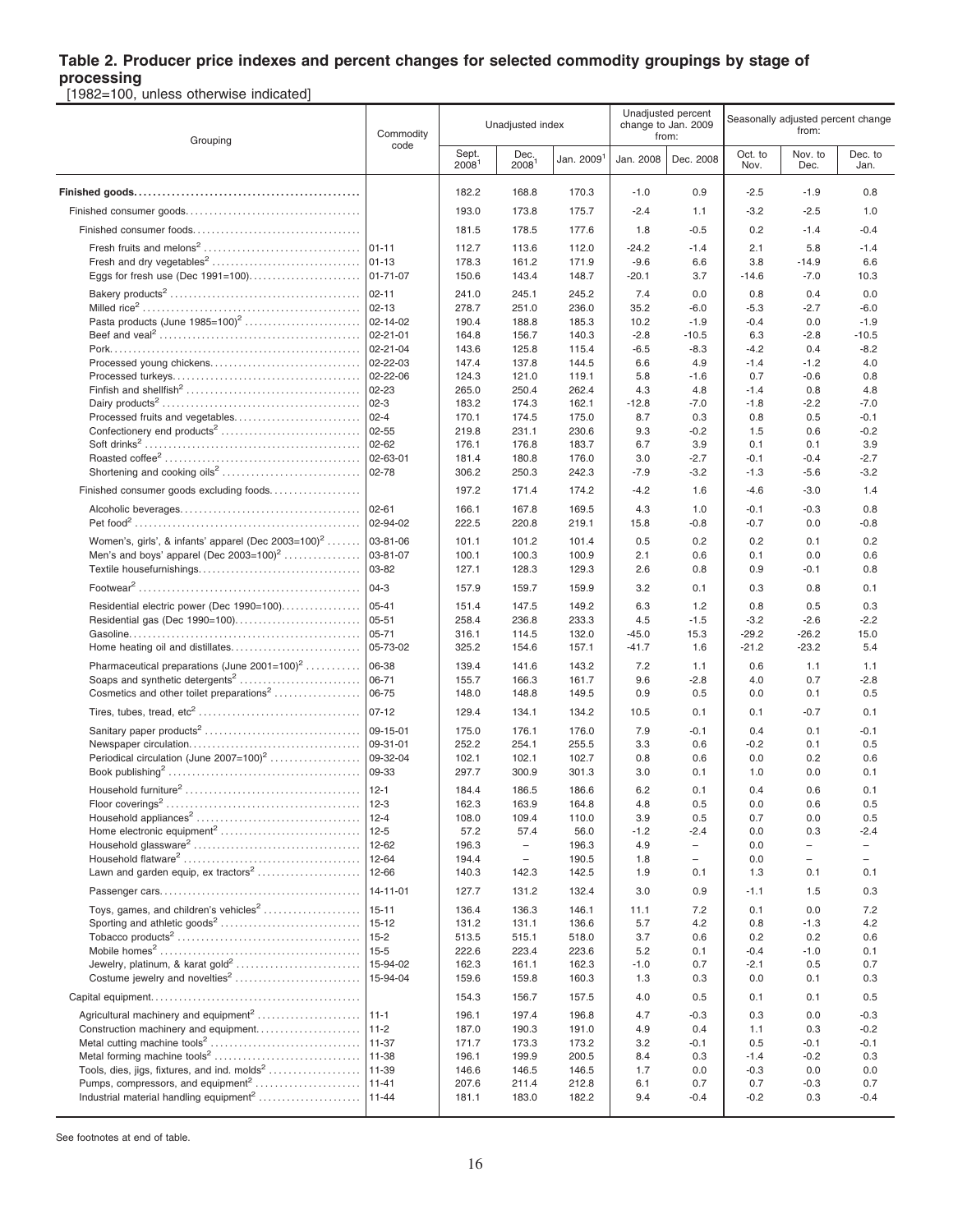## Table 2. Producer price indexes and percent changes for selected commodity groupings by stage of processing

[1982=100, unless otherwise indicated]

| Grouping | Commodity code | Unadjusted index | | | Unadjusted percent change to Jan. 2009 from: | | Seasonally adjusted percent change from: | | |
|---|---|---|---|---|---|---|---|---|---|
| | | Sept. 2008[1] | Dec. 2008[1] | Jan. 2009[1] | Jan. 2008 | Dec. 2008 | Oct. to Nov. | Nov. to Dec. | Dec. to Jan. |
| **Finished goods** | | 182.2 | 168.8 | 170.3 | -1.0 | 0.9 | -2.5 | -1.9 | 0.8 |
| Finished consumer goods | | 193.0 | 173.8 | 175.7 | -2.4 | 1.1 | -3.2 | -2.5 | 1.0 |
| Finished consumer foods | | 181.5 | 178.5 | 177.6 | 1.8 | -0.5 | 0.2 | -1.4 | -0.4 |
| Fresh fruits and melons[2] | 01-11 | 112.7 | 113.6 | 112.0 | -24.2 | -1.4 | 2.1 | 5.8 | -1.4 |
| Fresh and dry vegetables[2] | 01-13 | 178.3 | 161.2 | 171.9 | -9.6 | 6.6 | 3.8 | -14.9 | 6.6 |
| Eggs for fresh use (Dec 1991=100) | 01-71-07 | 150.6 | 143.4 | 148.7 | -20.1 | 3.7 | -14.6 | -7.0 | 10.3 |
| Bakery products[2] | 02-11 | 241.0 | 245.1 | 245.2 | 7.4 | 0.0 | 0.8 | 0.4 | 0.0 |
| Milled rice[2] | 02-13 | 278.7 | 251.0 | 236.0 | 35.2 | -6.0 | -5.3 | -2.7 | -6.0 |
| Pasta products (June 1985=100)[2] | 02-14-02 | 190.4 | 188.8 | 185.3 | 10.2 | -1.9 | -0.4 | 0.0 | -1.9 |
| Beef and veal[2] | 02-21-01 | 164.8 | 156.7 | 140.3 | -2.8 | -10.5 | 6.3 | -2.8 | -10.5 |
| Pork | 02-21-04 | 143.6 | 125.8 | 115.4 | -6.5 | -8.3 | -4.2 | 0.4 | -8.2 |
| Processed young chickens | 02-22-03 | 147.4 | 137.8 | 144.5 | 6.6 | 4.9 | -1.4 | -1.2 | 4.0 |
| Processed turkeys | 02-22-06 | 124.3 | 121.0 | 119.1 | 5.8 | -1.6 | 0.7 | -0.6 | 0.8 |
| Finfish and shellfish[2] | 02-23 | 265.0 | 250.4 | 262.4 | 4.3 | 4.8 | -1.4 | 0.8 | 4.8 |
| Dairy products[2] | 02-3 | 183.2 | 174.3 | 162.1 | -12.8 | -7.0 | -1.8 | -2.2 | -7.0 |
| Processed fruits and vegetables | 02-4 | 170.1 | 174.5 | 175.0 | 8.7 | 0.3 | 0.8 | 0.5 | -0.1 |
| Confectionery end products[2] | 02-55 | 219.8 | 231.1 | 230.6 | 9.3 | -0.2 | 1.5 | 0.6 | -0.2 |
| Soft drinks[2] | 02-62 | 176.1 | 176.8 | 183.7 | 6.7 | 3.9 | 0.1 | 0.1 | 3.9 |
| Roasted coffee[2] | 02-63-01 | 181.4 | 180.8 | 176.0 | 3.0 | -2.7 | -0.1 | -0.4 | -2.7 |
| Shortening and cooking oils[2] | 02-78 | 306.2 | 250.3 | 242.3 | -7.9 | -3.2 | -1.3 | -5.6 | -3.2 |
| Finished consumer goods excluding foods | | 197.2 | 171.4 | 174.2 | -4.2 | 1.6 | -4.6 | -3.0 | 1.4 |
| Alcoholic beverages | 02-61 | 166.1 | 167.8 | 169.5 | 4.3 | 1.0 | -0.1 | -0.3 | 0.8 |
| Pet food[2] | 02-94-02 | 222.5 | 220.8 | 219.1 | 15.8 | -0.8 | -0.7 | 0.0 | -0.8 |
| Women's, girls', & infants' apparel (Dec 2003=100)[2] | 03-81-06 | 101.1 | 101.2 | 101.4 | 0.5 | 0.2 | 0.2 | 0.1 | 0.2 |
| Men's and boys' apparel (Dec 2003=100)[2] | 03-81-07 | 100.1 | 100.3 | 100.9 | 2.1 | 0.6 | 0.1 | 0.0 | 0.6 |
| Textile housefurnishings | 03-82 | 127.1 | 128.3 | 129.3 | 2.6 | 0.8 | 0.9 | -0.1 | 0.8 |
| Footwear[2] | 04-3 | 157.9 | 159.7 | 159.9 | 3.2 | 0.1 | 0.3 | 0.8 | 0.1 |
| Residential electric power (Dec 1990=100) | 05-41 | 151.4 | 147.5 | 149.2 | 6.3 | 1.2 | 0.8 | 0.5 | 0.3 |
| Residential gas (Dec 1990=100) | 05-51 | 258.4 | 236.8 | 233.3 | 4.5 | -1.5 | -3.2 | -2.6 | -2.2 |
| Gasoline | 05-71 | 316.1 | 114.5 | 132.0 | -45.0 | 15.3 | -29.2 | -26.2 | 15.0 |
| Home heating oil and distillates | 05-73-02 | 325.2 | 154.6 | 157.1 | -41.7 | 1.6 | -21.2 | -23.2 | 5.4 |
| Pharmaceutical preparations (June 2001=100)[2] | 06-38 | 139.4 | 141.6 | 143.2 | 7.2 | 1.1 | 0.6 | 1.1 | 1.1 |
| Soaps and synthetic detergents[2] | 06-71 | 155.7 | 166.3 | 161.7 | 9.6 | -2.8 | 4.0 | 0.7 | -2.8 |
| Cosmetics and other toilet preparations[2] | 06-75 | 148.0 | 148.8 | 149.5 | 0.9 | 0.5 | 0.0 | 0.1 | 0.5 |
| Tires, tubes, tread, etc[2] | 07-12 | 129.4 | 134.1 | 134.2 | 10.5 | 0.1 | 0.1 | -0.7 | 0.1 |
| Sanitary paper products[2] | 09-15-01 | 175.0 | 176.1 | 176.0 | 7.9 | -0.1 | 0.4 | 0.1 | -0.1 |
| Newspaper circulation | 09-31-01 | 252.2 | 254.1 | 255.5 | 3.3 | 0.6 | -0.2 | 0.1 | 0.5 |
| Periodical circulation (June 2007=100)[2] | 09-32-04 | 102.1 | 102.1 | 102.7 | 0.8 | 0.6 | 0.0 | 0.2 | 0.6 |
| Book publishing[2] | 09-33 | 297.7 | 300.9 | 301.3 | 3.0 | 0.1 | 1.0 | 0.0 | 0.1 |
| Household furniture[2] | 12-1 | 184.4 | 186.5 | 186.6 | 6.2 | 0.1 | 0.4 | 0.6 | 0.1 |
| Floor coverings[2] | 12-3 | 162.3 | 163.9 | 164.8 | 4.8 | 0.5 | 0.0 | 0.6 | 0.5 |
| Household appliances[2] | 12-4 | 108.0 | 109.4 | 110.0 | 3.9 | 0.5 | 0.7 | 0.0 | 0.5 |
| Home electronic equipment[2] | 12-5 | 57.2 | 57.4 | 56.0 | -1.2 | -2.4 | 0.0 | 0.3 | -2.4 |
| Household glassware[2] | 12-62 | 196.3 | – | 196.3 | 4.9 | – | 0.0 | – | – |
| Household flatware[2] | 12-64 | 194.4 | – | 190.5 | 1.8 | – | 0.0 | – | – |
| Lawn and garden equip, ex tractors[2] | 12-66 | 140.3 | 142.3 | 142.5 | 1.9 | 0.1 | 1.3 | 0.1 | 0.1 |
| Passenger cars | 14-11-01 | 127.7 | 131.2 | 132.4 | 3.0 | 0.9 | -1.1 | 1.5 | 0.3 |
| Toys, games, and children's vehicles[2] | 15-11 | 136.4 | 136.3 | 146.1 | 11.1 | 7.2 | 0.1 | 0.0 | 7.2 |
| Sporting and athletic goods[2] | 15-12 | 131.2 | 131.1 | 136.6 | 5.7 | 4.2 | 0.8 | -1.3 | 4.2 |
| Tobacco products[2] | 15-2 | 513.5 | 515.1 | 518.0 | 3.7 | 0.6 | 0.2 | 0.2 | 0.6 |
| Mobile homes[2] | 15-5 | 222.6 | 223.4 | 223.6 | 5.2 | 0.1 | -0.4 | -1.0 | 0.1 |
| Jewelry, platinum, & karat gold[2] | 15-94-02 | 162.3 | 161.1 | 162.3 | -1.0 | 0.7 | -2.1 | 0.5 | 0.7 |
| Costume jewelry and novelties[2] | 15-94-04 | 159.6 | 159.8 | 160.3 | 1.3 | 0.3 | 0.0 | 0.1 | 0.3 |
| Capital equipment | | 154.3 | 156.7 | 157.5 | 4.0 | 0.5 | 0.1 | 0.1 | 0.5 |
| Agricultural machinery and equipment[2] | 11-1 | 196.1 | 197.4 | 196.8 | 4.7 | -0.3 | 0.3 | 0.0 | -0.3 |
| Construction machinery and equipment | 11-2 | 187.0 | 190.3 | 191.0 | 4.9 | 0.4 | 1.1 | 0.3 | -0.2 |
| Metal cutting machine tools[2] | 11-37 | 171.7 | 173.3 | 173.2 | 3.2 | -0.1 | 0.5 | -0.1 | -0.1 |
| Metal forming machine tools[2] | 11-38 | 196.1 | 199.9 | 200.5 | 8.4 | 0.3 | -1.4 | -0.2 | 0.3 |
| Tools, dies, jigs, fixtures, and ind. molds[2] | 11-39 | 146.6 | 146.5 | 146.5 | 1.7 | 0.0 | -0.3 | 0.0 | 0.0 |
| Pumps, compressors, and equipment[2] | 11-41 | 207.6 | 211.4 | 212.8 | 6.1 | 0.7 | 0.7 | -0.3 | 0.7 |
| Industrial material handling equipment[2] | 11-44 | 181.1 | 183.0 | 182.2 | 9.4 | -0.4 | -0.2 | 0.3 | -0.4 |

See footnotes at end of table.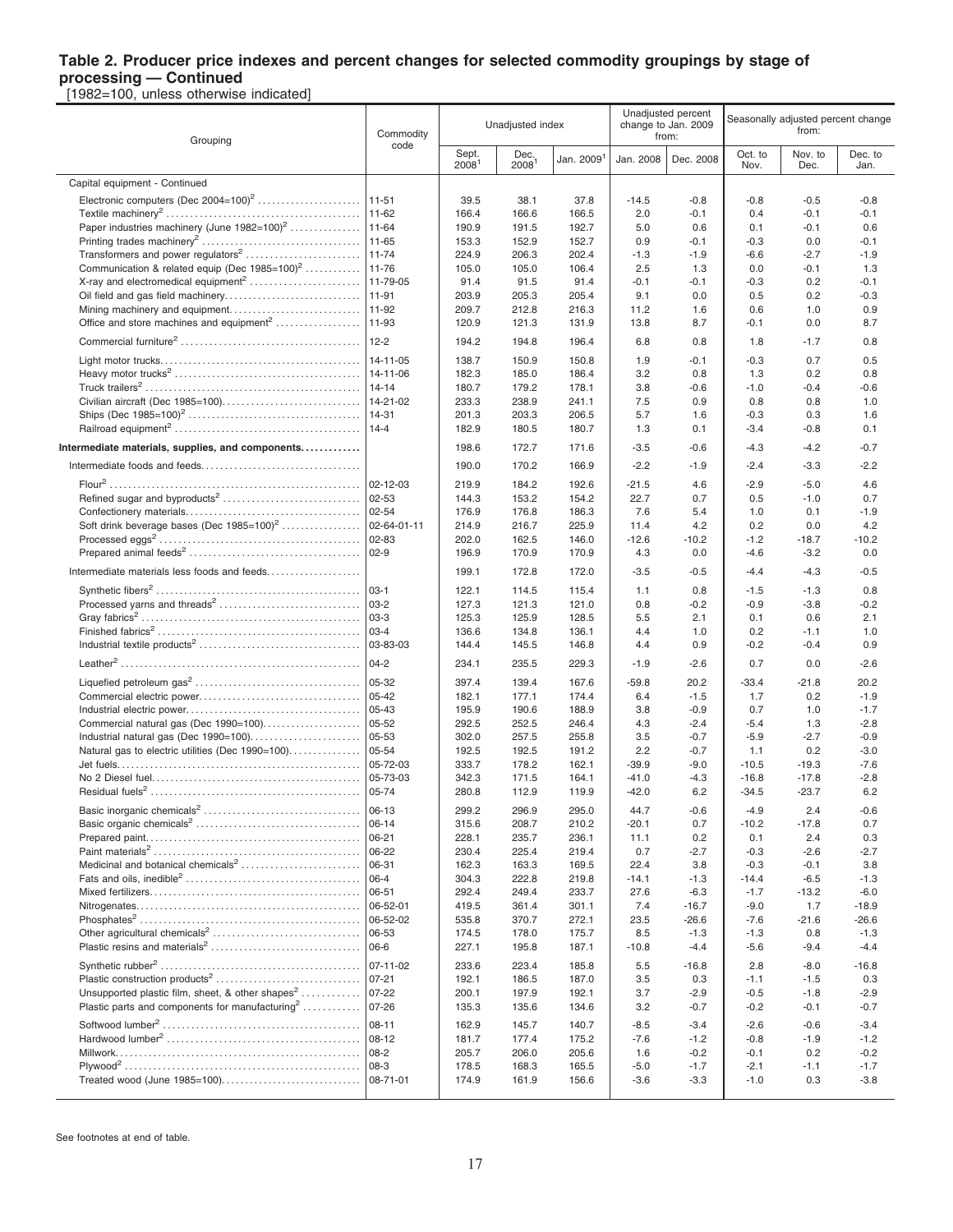## Table 2. Producer price indexes and percent changes for selected commodity groupings by stage of processing — Continued

[1982=100, unless otherwise indicated]

| Grouping | Commodity code | Unadjusted index | | | Unadjusted percent change to Jan. 2009 from: | | Seasonally adjusted percent change from: | | |
|---|---|---|---|---|---|---|---|---|---|
| | | Sept. 2008[1] | Dec. 2008[1] | Jan. 2009[1] | Jan. 2008 | Dec. 2008 | Oct. to Nov. | Nov. to Dec. | Dec. to Jan. |
| Capital equipment - Continued | | | | | | | | | |
| Electronic computers (Dec 2004=100)[2] | 11-51 | 39.5 | 38.1 | 37.8 | -14.5 | -0.8 | -0.8 | -0.5 | -0.8 |
| Textile machinery[2] | 11-62 | 166.4 | 166.6 | 166.5 | 2.0 | -0.1 | 0.4 | -0.1 | -0.1 |
| Paper industries machinery (June 1982=100)[2] | 11-64 | 190.9 | 191.5 | 192.7 | 5.0 | 0.6 | 0.1 | -0.1 | 0.6 |
| Printing trades machinery[2] | 11-65 | 153.3 | 152.9 | 152.7 | 0.9 | -0.1 | -0.3 | 0.0 | -0.1 |
| Transformers and power regulators[2] | 11-74 | 224.9 | 206.3 | 202.4 | -1.3 | -1.9 | -6.6 | -2.7 | -1.9 |
| Communication & related equip (Dec 1985=100)[2] | 11-76 | 105.0 | 105.0 | 106.4 | 2.5 | 1.3 | 0.0 | -0.1 | 1.3 |
| X-ray and electromedical equipment[2] | 11-79-05 | 91.4 | 91.5 | 91.4 | -0.1 | -0.1 | -0.3 | 0.2 | -0.1 |
| Oil field and gas field machinery | 11-91 | 203.9 | 205.3 | 205.4 | 9.1 | 0.0 | 0.5 | 0.2 | -0.3 |
| Mining machinery and equipment | 11-92 | 209.7 | 212.8 | 216.3 | 11.2 | 1.6 | 0.6 | 1.0 | 0.9 |
| Office and store machines and equipment[2] | 11-93 | 120.9 | 121.3 | 131.9 | 13.8 | 8.7 | -0.1 | 0.0 | 8.7 |
| Commercial furniture[2] | 12-2 | 194.2 | 194.8 | 196.4 | 6.8 | 0.8 | 1.8 | -1.7 | 0.8 |
| Light motor trucks | 14-11-05 | 138.7 | 150.9 | 150.8 | 1.9 | -0.1 | -0.3 | 0.7 | 0.5 |
| Heavy motor trucks[2] | 14-11-06 | 182.3 | 185.0 | 186.4 | 3.2 | 0.8 | 1.3 | 0.2 | 0.8 |
| Truck trailers[2] | 14-14 | 180.7 | 179.2 | 178.1 | 3.8 | -0.6 | -1.0 | -0.4 | -0.6 |
| Civilian aircraft (Dec 1985=100) | 14-21-02 | 233.3 | 238.9 | 241.1 | 7.5 | 0.9 | 0.8 | 0.8 | 1.0 |
| Ships (Dec 1985=100)[2] | 14-31 | 201.3 | 203.3 | 206.5 | 5.7 | 1.6 | -0.3 | 0.3 | 1.6 |
| Railroad equipment[2] | 14-4 | 182.9 | 180.5 | 180.7 | 1.3 | 0.1 | -3.4 | -0.8 | 0.1 |
| **Intermediate materials, supplies, and components** | | 198.6 | 172.7 | 171.6 | -3.5 | -0.6 | -4.3 | -4.2 | -0.7 |
| Intermediate foods and feeds | | 190.0 | 170.2 | 166.9 | -2.2 | -1.9 | -2.4 | -3.3 | -2.2 |
| Flour[2] | 02-12-03 | 219.9 | 184.2 | 192.6 | -21.5 | 4.6 | -2.9 | -5.0 | 4.6 |
| Refined sugar and byproducts[2] | 02-53 | 144.3 | 153.2 | 154.2 | 22.7 | 0.7 | 0.5 | -1.0 | 0.7 |
| Confectionery materials | 02-54 | 176.9 | 176.8 | 186.3 | 7.6 | 5.4 | 1.0 | 0.1 | -1.9 |
| Soft drink beverage bases (Dec 1985=100)[2] | 02-64-01-11 | 214.9 | 216.7 | 225.9 | 11.4 | 4.2 | 0.2 | 0.0 | 4.2 |
| Processed eggs[2] | 02-83 | 202.0 | 162.5 | 146.0 | -12.6 | -10.2 | -1.2 | -18.7 | -10.2 |
| Prepared animal feeds[2] | 02-9 | 196.9 | 170.9 | 170.9 | 4.3 | 0.0 | -4.6 | -3.2 | 0.0 |
| Intermediate materials less foods and feeds | | 199.1 | 172.8 | 172.0 | -3.5 | -0.5 | -4.4 | -4.3 | -0.5 |
| Synthetic fibers[2] | 03-1 | 122.1 | 114.5 | 115.4 | 1.1 | 0.8 | -1.5 | -1.3 | 0.8 |
| Processed yarns and threads[2] | 03-2 | 127.3 | 121.3 | 121.0 | 0.8 | -0.2 | -0.9 | -3.8 | -0.2 |
| Gray fabrics[2] | 03-3 | 125.3 | 125.9 | 128.5 | 5.5 | 2.1 | 0.1 | 0.6 | 2.1 |
| Finished fabrics[2] | 03-4 | 136.6 | 134.8 | 136.1 | 4.4 | 1.0 | 0.2 | -1.1 | 1.0 |
| Industrial textile products[2] | 03-83-03 | 144.4 | 145.5 | 146.8 | 4.4 | 0.9 | -0.2 | -0.4 | 0.9 |
| Leather[2] | 04-2 | 234.1 | 235.5 | 229.3 | -1.9 | -2.6 | 0.7 | 0.0 | -2.6 |
| Liquefied petroleum gas[2] | 05-32 | 397.4 | 139.4 | 167.6 | -59.8 | 20.2 | -33.4 | -21.8 | 20.2 |
| Commercial electric power | 05-42 | 182.1 | 177.1 | 174.4 | 6.4 | -1.5 | 1.7 | 0.2 | -1.9 |
| Industrial electric power | 05-43 | 195.9 | 190.6 | 188.9 | 3.8 | -0.9 | 0.7 | 1.0 | -1.7 |
| Commercial natural gas (Dec 1990=100) | 05-52 | 292.5 | 252.5 | 246.4 | 4.3 | -2.4 | -5.4 | 1.3 | -2.8 |
| Industrial natural gas (Dec 1990=100) | 05-53 | 302.0 | 257.5 | 255.8 | 3.5 | -0.7 | -5.9 | -2.7 | -0.9 |
| Natural gas to electric utilities (Dec 1990=100) | 05-54 | 192.5 | 192.5 | 191.2 | 2.2 | -0.7 | 1.1 | 0.2 | -3.0 |
| Jet fuels | 05-72-03 | 333.7 | 178.2 | 162.1 | -39.9 | -9.0 | -10.5 | -19.3 | -7.6 |
| No 2 Diesel fuel | 05-73-03 | 342.3 | 171.5 | 164.1 | -41.0 | -4.3 | -16.8 | -17.8 | -2.8 |
| Residual fuels[2] | 05-74 | 280.8 | 112.9 | 119.9 | -42.0 | 6.2 | -34.5 | -23.7 | 6.2 |
| Basic inorganic chemicals[2] | 06-13 | 299.2 | 296.9 | 295.0 | 44.7 | -0.6 | -4.9 | 2.4 | -0.6 |
| Basic organic chemicals[2] | 06-14 | 315.6 | 208.7 | 210.2 | -20.1 | 0.7 | -10.2 | -17.8 | 0.7 |
| Prepared paint | 06-21 | 228.1 | 235.7 | 236.1 | 11.1 | 0.2 | 0.1 | 2.4 | 0.3 |
| Paint materials[2] | 06-22 | 230.4 | 225.4 | 219.4 | 0.7 | -2.7 | -0.3 | -2.6 | -2.7 |
| Medicinal and botanical chemicals[2] | 06-31 | 162.3 | 163.3 | 169.5 | 22.4 | 3.8 | -0.3 | -0.1 | 3.8 |
| Fats and oils, inedible[2] | 06-4 | 304.3 | 222.8 | 219.8 | -14.1 | -1.3 | -14.4 | -6.5 | -1.3 |
| Mixed fertilizers | 06-51 | 292.4 | 249.4 | 233.7 | 27.6 | -6.3 | -1.7 | -13.2 | -6.0 |
| Nitrogenates | 06-52-01 | 419.5 | 361.4 | 301.1 | 7.4 | -16.7 | -9.0 | 1.7 | -18.9 |
| Phosphates[2] | 06-52-02 | 535.8 | 370.7 | 272.1 | 23.5 | -26.6 | -7.6 | -21.6 | -26.6 |
| Other agricultural chemicals[2] | 06-53 | 174.5 | 178.0 | 175.7 | 8.5 | -1.3 | -1.3 | 0.8 | -1.3 |
| Plastic resins and materials[2] | 06-6 | 227.1 | 195.8 | 187.1 | -10.8 | -4.4 | -5.6 | -9.4 | -4.4 |
| Synthetic rubber[2] | 07-11-02 | 233.6 | 223.4 | 185.8 | 5.5 | -16.8 | 2.8 | -8.0 | -16.8 |
| Plastic construction products[2] | 07-21 | 192.1 | 186.5 | 187.0 | 3.5 | 0.3 | -1.1 | -1.5 | 0.3 |
| Unsupported plastic film, sheet, & other shapes[2] | 07-22 | 200.1 | 197.9 | 192.1 | 3.7 | -2.9 | -0.5 | -1.8 | -2.9 |
| Plastic parts and components for manufacturing[2] | 07-26 | 135.3 | 135.6 | 134.6 | 3.2 | -0.7 | -0.2 | -0.1 | -0.7 |
| Softwood lumber[2] | 08-11 | 162.9 | 145.7 | 140.7 | -8.5 | -3.4 | -2.6 | -0.6 | -3.4 |
| Hardwood lumber[2] | 08-12 | 181.7 | 177.4 | 175.2 | -7.6 | -1.2 | -0.8 | -1.9 | -1.2 |
| Millwork | 08-2 | 205.7 | 206.0 | 205.6 | 1.6 | -0.2 | -0.1 | 0.2 | -0.2 |
| Plywood[2] | 08-3 | 178.5 | 168.3 | 165.5 | -5.0 | -1.7 | -2.1 | -1.1 | -1.7 |
| Treated wood (June 1985=100) | 08-71-01 | 174.9 | 161.9 | 156.6 | -3.6 | -3.3 | -1.0 | 0.3 | -3.8 |

See footnotes at end of table.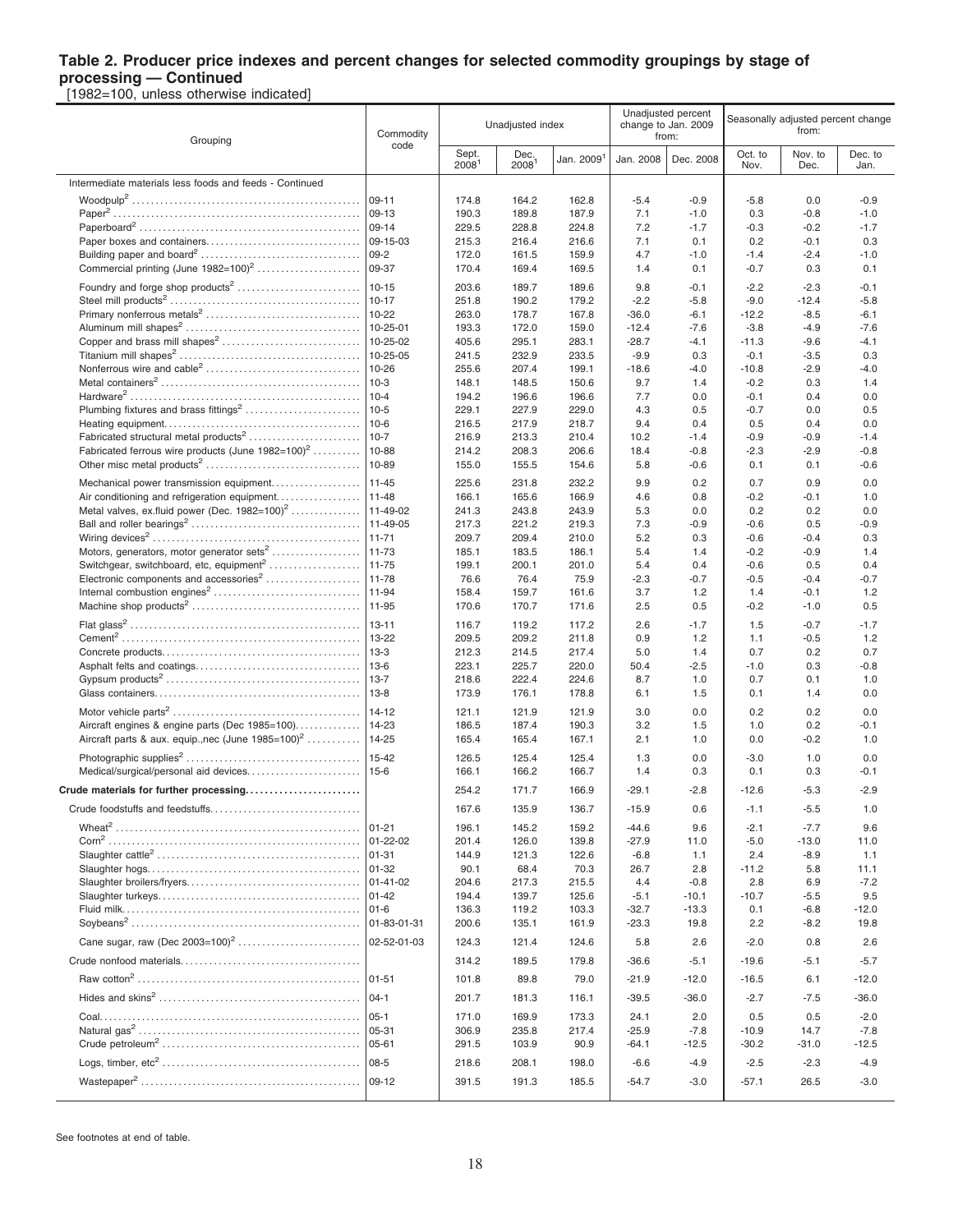# Table 2. Producer price indexes and percent changes for selected commodity groupings by stage of processing — Continued

[1982=100, unless otherwise indicated]

| Grouping | Commodity code | Unadjusted index | | | Unadjusted percent change to Jan. 2009 from: | | Seasonally adjusted percent change from: | | |
|---|---|---|---|---|---|---|---|---|---|
| | | Sept. 2008[1] | Dec. 2008[1] | Jan. 2009[1] | Jan. 2008 | Dec. 2008 | Oct. to Nov. | Nov. to Dec. | Dec. to Jan. |
| Intermediate materials less foods and feeds - Continued | | | | | | | | | |
| Woodpulp[2] | 09-11 | 174.8 | 164.2 | 162.8 | -5.4 | -0.9 | -5.8 | 0.0 | -0.9 |
| Paper[2] | 09-13 | 190.3 | 189.8 | 187.9 | 7.1 | -1.0 | 0.3 | -0.8 | -1.0 |
| Paperboard[2] | 09-14 | 229.5 | 228.8 | 224.8 | 7.2 | -1.7 | -0.3 | -0.2 | -1.7 |
| Paper boxes and containers | 09-15-03 | 215.3 | 216.4 | 216.6 | 7.1 | 0.1 | 0.2 | -0.1 | 0.3 |
| Building paper and board[2] | 09-2 | 172.0 | 161.5 | 159.9 | 4.7 | -1.0 | -1.4 | -2.4 | -1.0 |
| Commercial printing (June 1982=100)[2] | 09-37 | 170.4 | 169.4 | 169.5 | 1.4 | 0.1 | -0.7 | 0.3 | 0.1 |
| Foundry and forge shop products[2] | 10-15 | 203.6 | 189.7 | 189.6 | 9.8 | -0.1 | -2.2 | -2.3 | -0.1 |
| Steel mill products[2] | 10-17 | 251.8 | 190.2 | 179.2 | -2.2 | -5.8 | -9.0 | -12.4 | -5.8 |
| Primary nonferrous metals[2] | 10-22 | 263.0 | 178.7 | 167.8 | -36.0 | -6.1 | -12.2 | -8.5 | -6.1 |
| Aluminum mill shapes[2] | 10-25-01 | 193.3 | 172.0 | 159.0 | -12.4 | -7.6 | -3.8 | -4.9 | -7.6 |
| Copper and brass mill shapes[2] | 10-25-02 | 405.6 | 295.1 | 283.1 | -28.7 | -4.1 | -11.3 | -9.6 | -4.1 |
| Titanium mill shapes[2] | 10-25-05 | 241.5 | 232.9 | 233.5 | -9.9 | 0.3 | -0.1 | -3.5 | 0.3 |
| Nonferrous wire and cable[2] | 10-26 | 255.6 | 207.4 | 199.1 | -18.6 | -4.0 | -10.8 | -2.9 | -4.0 |
| Metal containers[2] | 10-3 | 148.1 | 148.5 | 150.6 | 9.7 | 1.4 | -0.2 | 0.3 | 1.4 |
| Hardware[2] | 10-4 | 194.2 | 196.6 | 196.6 | 7.7 | 0.0 | -0.1 | 0.4 | 0.0 |
| Plumbing fixtures and brass fittings[2] | 10-5 | 229.1 | 227.9 | 229.0 | 4.3 | 0.5 | -0.7 | 0.0 | 0.5 |
| Heating equipment | 10-6 | 216.5 | 217.9 | 218.7 | 9.4 | 0.4 | 0.5 | 0.4 | 0.0 |
| Fabricated structural metal products[2] | 10-7 | 216.9 | 213.3 | 210.4 | 10.2 | -1.4 | -0.9 | -0.9 | -1.4 |
| Fabricated ferrous wire products (June 1982=100)[2] | 10-88 | 214.2 | 208.3 | 206.6 | 18.4 | -0.8 | -2.3 | -2.9 | -0.8 |
| Other misc metal products[2] | 10-89 | 155.0 | 155.5 | 154.6 | 5.8 | -0.6 | 0.1 | 0.1 | -0.6 |
| Mechanical power transmission equipment | 11-45 | 225.6 | 231.8 | 232.2 | 9.9 | 0.2 | 0.7 | 0.9 | 0.0 |
| Air conditioning and refrigeration equipment | 11-48 | 166.1 | 165.6 | 166.9 | 4.6 | 0.8 | -0.2 | -0.1 | 1.0 |
| Metal valves, ex.fluid power (Dec. 1982=100)[2] | 11-49-02 | 241.3 | 243.8 | 243.9 | 5.3 | 0.0 | 0.2 | 0.2 | 0.0 |
| Ball and roller bearings[2] | 11-49-05 | 217.3 | 221.2 | 219.3 | 7.3 | -0.9 | -0.6 | 0.5 | -0.9 |
| Wiring devices[2] | 11-71 | 209.7 | 209.4 | 210.0 | 5.2 | 0.3 | -0.6 | -0.4 | 0.3 |
| Motors, generators, motor generator sets[2] | 11-73 | 185.1 | 183.5 | 186.1 | 5.4 | 1.4 | -0.2 | -0.9 | 1.4 |
| Switchgear, switchboard, etc, equipment[2] | 11-75 | 199.1 | 200.1 | 201.0 | 5.4 | 0.4 | -0.6 | 0.5 | 0.4 |
| Electronic components and accessories[2] | 11-78 | 76.6 | 76.4 | 75.9 | -2.3 | -0.7 | -0.5 | -0.4 | -0.7 |
| Internal combustion engines[2] | 11-94 | 158.4 | 159.7 | 161.6 | 3.7 | 1.2 | 1.4 | -0.1 | 1.2 |
| Machine shop products[2] | 11-95 | 170.6 | 170.7 | 171.6 | 2.5 | 0.5 | -0.2 | -1.0 | 0.5 |
| Flat glass[2] | 13-11 | 116.7 | 119.2 | 117.2 | 2.6 | -1.7 | 1.5 | -0.7 | -1.7 |
| Cement[2] | 13-22 | 209.5 | 209.2 | 211.8 | 0.9 | 1.2 | 1.1 | -0.5 | 1.2 |
| Concrete products | 13-3 | 212.3 | 214.5 | 217.4 | 5.0 | 1.4 | 0.7 | 0.2 | 0.7 |
| Asphalt felts and coatings | 13-6 | 223.1 | 225.7 | 220.0 | 50.4 | -2.5 | -1.0 | 0.3 | -0.8 |
| Gypsum products[2] | 13-7 | 218.6 | 222.4 | 224.6 | 8.7 | 1.0 | 0.7 | 0.1 | 1.0 |
| Glass containers | 13-8 | 173.9 | 176.1 | 178.8 | 6.1 | 1.5 | 0.1 | 1.4 | 0.0 |
| Motor vehicle parts[2] | 14-12 | 121.1 | 121.9 | 121.9 | 3.0 | 0.0 | 0.2 | 0.2 | 0.0 |
| Aircraft engines & engine parts (Dec 1985=100) | 14-23 | 186.5 | 187.4 | 190.3 | 3.2 | 1.5 | 1.0 | 0.2 | -0.1 |
| Aircraft parts & aux. equip.,nec (June 1985=100)[2] | 14-25 | 165.4 | 165.4 | 167.1 | 2.1 | 1.0 | 0.0 | -0.2 | 1.0 |
| Photographic supplies[2] | 15-42 | 126.5 | 125.4 | 125.4 | 1.3 | 0.0 | -3.0 | 1.0 | 0.0 |
| Medical/surgical/personal aid devices | 15-6 | 166.1 | 166.2 | 166.7 | 1.4 | 0.3 | 0.1 | 0.3 | -0.1 |
| **Crude materials for further processing** | | 254.2 | 171.7 | 166.9 | -29.1 | -2.8 | -12.6 | -5.3 | -2.9 |
| Crude foodstuffs and feedstuffs | | 167.6 | 135.9 | 136.7 | -15.9 | 0.6 | -1.1 | -5.5 | 1.0 |
| Wheat[2] | 01-21 | 196.1 | 145.2 | 159.2 | -44.6 | 9.6 | -2.1 | -7.7 | 9.6 |
| Corn[2] | 01-22-02 | 201.4 | 126.0 | 139.8 | -27.9 | 11.0 | -5.0 | -13.0 | 11.0 |
| Slaughter cattle[2] | 01-31 | 144.9 | 121.3 | 122.6 | -6.8 | 1.1 | 2.4 | -8.9 | 1.1 |
| Slaughter hogs | 01-32 | 90.1 | 68.4 | 70.3 | 26.7 | 2.8 | -11.2 | 5.8 | 11.1 |
| Slaughter broilers/fryers | 01-41-02 | 204.6 | 217.3 | 215.5 | 4.4 | -0.8 | 2.8 | 6.9 | -7.2 |
| Slaughter turkeys | 01-42 | 194.4 | 139.7 | 125.6 | -5.1 | -10.1 | -10.7 | -5.5 | 9.5 |
| Fluid milk | 01-6 | 136.3 | 119.2 | 103.3 | -32.7 | -13.3 | 0.1 | -6.8 | -12.0 |
| Soybeans[2] | 01-83-01-31 | 200.6 | 135.1 | 161.9 | -23.3 | 19.8 | 2.2 | -8.2 | 19.8 |
| Cane sugar, raw (Dec 2003=100)[2] | 02-52-01-03 | 124.3 | 121.4 | 124.6 | 5.8 | 2.6 | -2.0 | 0.8 | 2.6 |
| Crude nonfood materials | | 314.2 | 189.5 | 179.8 | -36.6 | -5.1 | -19.6 | -5.1 | -5.7 |
| Raw cotton[2] | 01-51 | 101.8 | 89.8 | 79.0 | -21.9 | -12.0 | -16.5 | 6.1 | -12.0 |
| Hides and skins[2] | 04-1 | 201.7 | 181.3 | 116.1 | -39.5 | -36.0 | -2.7 | -7.5 | -36.0 |
| Coal | 05-1 | 171.0 | 169.9 | 173.3 | 24.1 | 2.0 | 0.5 | 0.5 | -2.0 |
| Natural gas[2] | 05-31 | 306.9 | 235.8 | 217.4 | -25.9 | -7.8 | -10.9 | 14.7 | -7.8 |
| Crude petroleum[2] | 05-61 | 291.5 | 103.9 | 90.9 | -64.1 | -12.5 | -30.2 | -31.0 | -12.5 |
| Logs, timber, etc[2] | 08-5 | 218.6 | 208.1 | 198.0 | -6.6 | -4.9 | -2.5 | -2.3 | -4.9 |
| Wastepaper[2] | 09-12 | 391.5 | 191.3 | 185.5 | -54.7 | -3.0 | -57.1 | 26.5 | -3.0 |

See footnotes at end of table.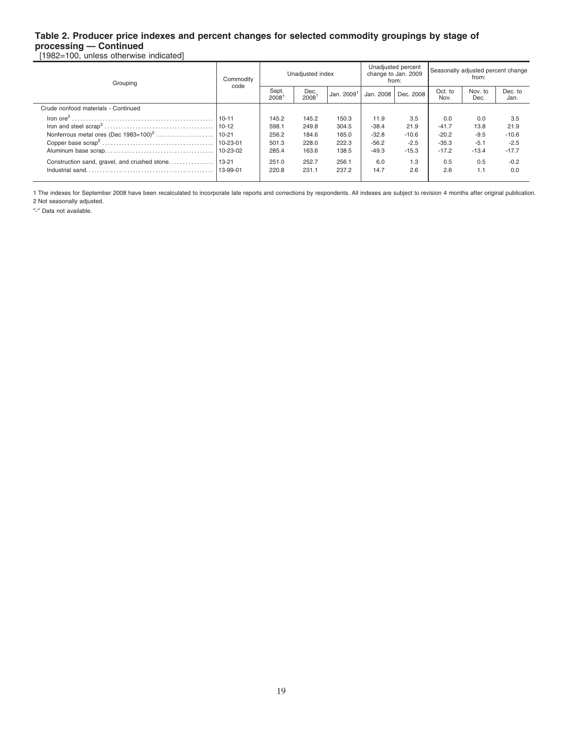### Table 2. Producer price indexes and percent changes for selected commodity groupings by stage of processing — Continued

[1982=100, unless otherwise indicated]

| Grouping | Commodity code | Unadjusted index | | | Unadjusted percent change to Jan. 2009 from: | | Seasonally adjusted percent change from: | | |
|---|---|---|---|---|---|---|---|---|---|
| | | Sept. 2008[1] | Dec. 2008[1] | Jan. 2009[1] | Jan. 2008 | Dec. 2008 | Oct. to Nov. | Nov. to Dec. | Dec. to Jan. |
| Crude nonfood materials - Continued | | | | | | | | | |
| Iron ore[2] | 10-11 | 145.2 | 145.2 | 150.3 | 11.9 | 3.5 | 0.0 | 0.0 | 3.5 |
| Iron and steel scrap[2] | 10-12 | 598.1 | 249.8 | 304.5 | -38.4 | 21.9 | -41.7 | 13.8 | 21.9 |
| Nonferrous metal ores (Dec 1983=100)[2] | 10-21 | 256.2 | 184.6 | 165.0 | -32.8 | -10.6 | -20.2 | -9.5 | -10.6 |
| Copper base scrap[2] | 10-23-01 | 501.3 | 228.0 | 222.3 | -56.2 | -2.5 | -35.3 | -5.1 | -2.5 |
| Aluminum base scrap | 10-23-02 | 285.4 | 163.6 | 138.5 | -49.3 | -15.3 | -17.2 | -13.4 | -17.7 |
| Construction sand, gravel, and crushed stone | 13-21 | 251.0 | 252.7 | 256.1 | 6.0 | 1.3 | 0.5 | 0.5 | -0.2 |
| Industrial sand | 13-99-01 | 220.8 | 231.1 | 237.2 | 14.7 | 2.6 | 2.6 | 1.1 | 0.0 |

1 The indexes for September 2008 have been recalculated to incorporate late reports and corrections by respondents. All indexes are subject to revision 4 months after original publication.

2 Not seasonally adjusted.

"-" Data not available.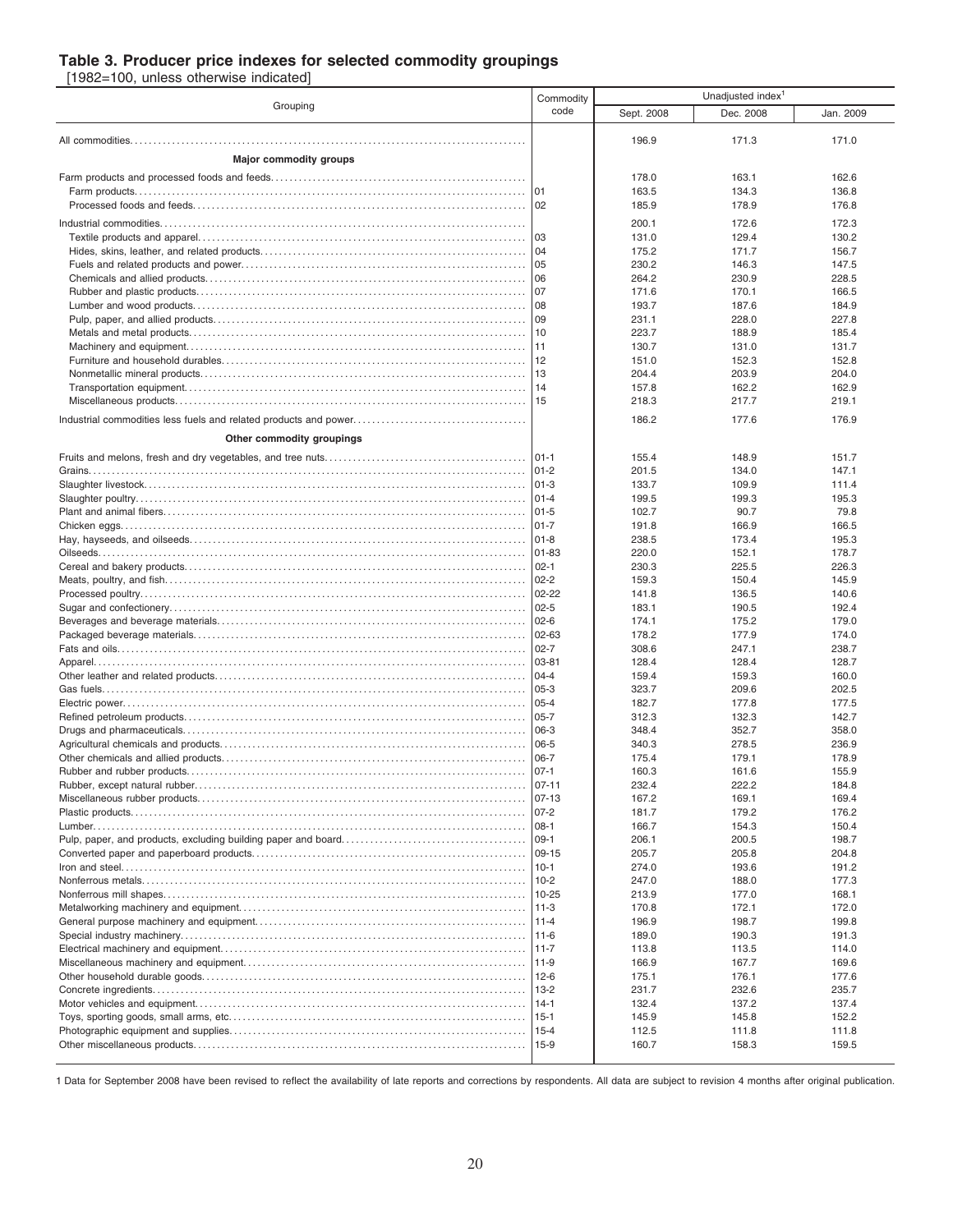## Table 3. Producer price indexes for selected commodity groupings

[1982=100, unless otherwise indicated]

| Grouping | Commodity code | Unadjusted index[1] | | |
|---|---|---|---|---|
| | | Sept. 2008 | Dec. 2008 | Jan. 2009 |
| All commodities | | 196.9 | 171.3 | 171.0 |
| **Major commodity groups** | | | | |
| Farm products and processed foods and feeds | | 178.0 | 163.1 | 162.6 |
| Farm products | 01 | 163.5 | 134.3 | 136.8 |
| Processed foods and feeds | 02 | 185.9 | 178.9 | 176.8 |
| Industrial commodities | | 200.1 | 172.6 | 172.3 |
| Textile products and apparel | 03 | 131.0 | 129.4 | 130.2 |
| Hides, skins, leather, and related products | 04 | 175.2 | 171.7 | 156.7 |
| Fuels and related products and power | 05 | 230.2 | 146.3 | 147.5 |
| Chemicals and allied products | 06 | 264.2 | 230.9 | 228.5 |
| Rubber and plastic products | 07 | 171.6 | 170.1 | 166.5 |
| Lumber and wood products | 08 | 193.7 | 187.6 | 184.9 |
| Pulp, paper, and allied products | 09 | 231.1 | 228.0 | 227.8 |
| Metals and metal products | 10 | 223.7 | 188.9 | 185.4 |
| Machinery and equipment | 11 | 130.7 | 131.0 | 131.7 |
| Furniture and household durables | 12 | 151.0 | 152.3 | 152.8 |
| Nonmetallic mineral products | 13 | 204.4 | 203.9 | 204.0 |
| Transportation equipment | 14 | 157.8 | 162.2 | 162.9 |
| Miscellaneous products | 15 | 218.3 | 217.7 | 219.1 |
| Industrial commodities less fuels and related products and power | | 186.2 | 177.6 | 176.9 |
| **Other commodity groupings** | | | | |
| Fruits and melons, fresh and dry vegetables, and tree nuts | 01-1 | 155.4 | 148.9 | 151.7 |
| Grains | 01-2 | 201.5 | 134.0 | 147.1 |
| Slaughter livestock | 01-3 | 133.7 | 109.9 | 111.4 |
| Slaughter poultry | 01-4 | 199.5 | 199.3 | 195.3 |
| Plant and animal fibers | 01-5 | 102.7 | 90.7 | 79.8 |
| Chicken eggs | 01-7 | 191.8 | 166.9 | 166.5 |
| Hay, hayseeds, and oilseeds | 01-8 | 238.5 | 173.4 | 195.3 |
| Oilseeds | 01-83 | 220.0 | 152.1 | 178.7 |
| Cereal and bakery products | 02-1 | 230.3 | 225.5 | 226.3 |
| Meats, poultry, and fish | 02-2 | 159.3 | 150.4 | 145.9 |
| Processed poultry | 02-22 | 141.8 | 136.5 | 140.6 |
| Sugar and confectionery | 02-5 | 183.1 | 190.5 | 192.4 |
| Beverages and beverage materials | 02-6 | 174.1 | 175.2 | 179.0 |
| Packaged beverage materials | 02-63 | 178.2 | 177.9 | 174.0 |
| Fats and oils | 02-7 | 308.6 | 247.1 | 238.7 |
| Apparel | 03-81 | 128.4 | 128.4 | 128.7 |
| Other leather and related products | 04-4 | 159.4 | 159.3 | 160.0 |
| Gas fuels | 05-3 | 323.7 | 209.6 | 202.5 |
| Electric power | 05-4 | 182.7 | 177.8 | 177.5 |
| Refined petroleum products | 05-7 | 312.3 | 132.3 | 142.7 |
| Drugs and pharmaceuticals | 06-3 | 348.4 | 352.7 | 358.0 |
| Agricultural chemicals and products | 06-5 | 340.3 | 278.5 | 236.9 |
| Other chemicals and allied products | 06-7 | 175.4 | 179.1 | 178.9 |
| Rubber and rubber products | 07-1 | 160.3 | 161.6 | 155.9 |
| Rubber, except natural rubber | 07-11 | 232.4 | 222.2 | 184.8 |
| Miscellaneous rubber products | 07-13 | 167.2 | 169.1 | 169.4 |
| Plastic products | 07-2 | 181.7 | 179.2 | 176.2 |
| Lumber | 08-1 | 166.7 | 154.3 | 150.4 |
| Pulp, paper, and products, excluding building paper and board | 09-1 | 206.1 | 200.5 | 198.7 |
| Converted paper and paperboard products | 09-15 | 205.7 | 205.8 | 204.8 |
| Iron and steel | 10-1 | 274.0 | 193.6 | 191.2 |
| Nonferrous metals | 10-2 | 247.0 | 188.0 | 177.3 |
| Nonferrous mill shapes | 10-25 | 213.9 | 177.0 | 168.1 |
| Metalworking machinery and equipment | 11-3 | 170.8 | 172.1 | 172.0 |
| General purpose machinery and equipment | 11-4 | 196.9 | 198.7 | 199.8 |
| Special industry machinery | 11-6 | 189.0 | 190.3 | 191.3 |
| Electrical machinery and equipment | 11-7 | 113.8 | 113.5 | 114.0 |
| Miscellaneous machinery and equipment | 11-9 | 166.9 | 167.7 | 169.6 |
| Other household durable goods | 12-6 | 175.1 | 176.1 | 177.6 |
| Concrete ingredients | 13-2 | 231.7 | 232.6 | 235.7 |
| Motor vehicles and equipment | 14-1 | 132.4 | 137.2 | 137.4 |
| Toys, sporting goods, small arms, etc. | 15-1 | 145.9 | 145.8 | 152.2 |
| Photographic equipment and supplies | 15-4 | 112.5 | 111.8 | 111.8 |
| Other miscellaneous products | 15-9 | 160.7 | 158.3 | 159.5 |

1 Data for September 2008 have been revised to reflect the availability of late reports and corrections by respondents. All data are subject to revision 4 months after original publication.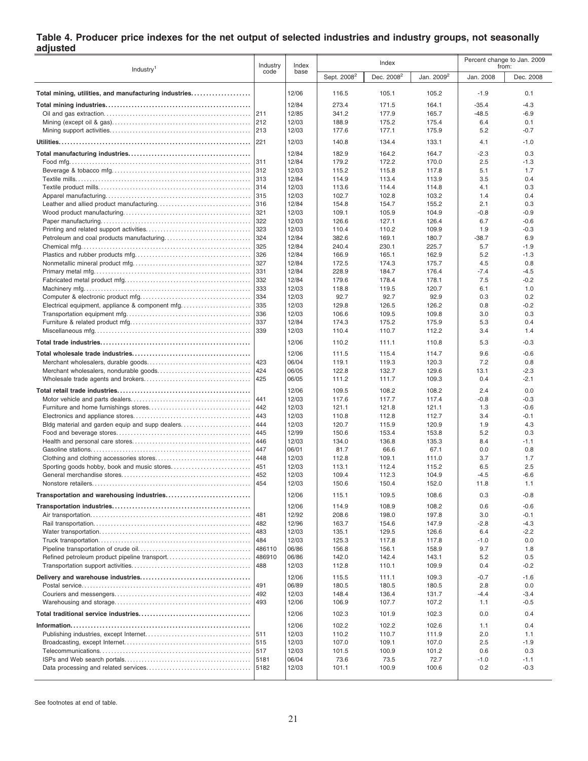## Table 4. Producer price indexes for the net output of selected industries and industry groups, not seasonally adjusted

| Industry[1] | Industry code | Index base | Index | | | Percent change to Jan. 2009 from: | |
|---|---|---|---|---|---|---|---|
| | | | Sept. 2008[2] | Dec. 2008[2] | Jan. 2009[2] | Jan. 2008 | Dec. 2008 |
| **Total mining, utilities, and manufacturing industries** | | 12/06 | 116.5 | 105.1 | 105.2 | -1.9 | 0.1 |
| **Total mining industries** | | 12/84 | 273.4 | 171.5 | 164.1 | -35.4 | -4.3 |
| Oil and gas extraction | 211 | 12/85 | 341.2 | 177.9 | 165.7 | -48.5 | -6.9 |
| Mining (except oil & gas) | 212 | 12/03 | 188.9 | 175.2 | 175.4 | 6.4 | 0.1 |
| Mining support activities | 213 | 12/03 | 177.6 | 177.1 | 175.9 | 5.2 | -0.7 |
| **Utilities** | 221 | 12/03 | 140.8 | 134.4 | 133.1 | 4.1 | -1.0 |
| **Total manufacturing industries** | | 12/84 | 182.9 | 164.2 | 164.7 | -2.3 | 0.3 |
| Food mfg. | 311 | 12/84 | 179.2 | 172.2 | 170.0 | 2.5 | -1.3 |
| Beverage & tobacco mfg. | 312 | 12/03 | 115.2 | 115.8 | 117.8 | 5.1 | 1.7 |
| Textile mills | 313 | 12/84 | 114.9 | 113.4 | 113.9 | 3.5 | 0.4 |
| Textile product mills | 314 | 12/03 | 113.6 | 114.4 | 114.8 | 4.1 | 0.3 |
| Apparel manufacturing | 315 | 12/03 | 102.7 | 102.8 | 103.2 | 1.4 | 0.4 |
| Leather and allied product manufacturing | 316 | 12/84 | 154.8 | 154.7 | 155.2 | 2.1 | 0.3 |
| Wood product manufacturing | 321 | 12/03 | 109.1 | 105.9 | 104.9 | -0.8 | -0.9 |
| Paper manufacturing | 322 | 12/03 | 126.6 | 127.1 | 126.4 | 6.7 | -0.6 |
| Printing and related support activities | 323 | 12/03 | 110.4 | 110.2 | 109.9 | 1.9 | -0.3 |
| Petroleum and coal products manufacturing | 324 | 12/84 | 382.6 | 169.1 | 180.7 | -38.7 | 6.9 |
| Chemical mfg. | 325 | 12/84 | 240.4 | 230.1 | 225.7 | 5.7 | -1.9 |
| Plastics and rubber products mfg. | 326 | 12/84 | 166.9 | 165.1 | 162.9 | 5.2 | -1.3 |
| Nonmetallic mineral product mfg. | 327 | 12/84 | 172.5 | 174.3 | 175.7 | 4.5 | 0.8 |
| Primary metal mfg. | 331 | 12/84 | 228.9 | 184.7 | 176.4 | -7.4 | -4.5 |
| Fabricated metal product mfg. | 332 | 12/84 | 179.6 | 178.4 | 178.1 | 7.5 | -0.2 |
| Machinery mfg. | 333 | 12/03 | 118.8 | 119.5 | 120.7 | 6.1 | 1.0 |
| Computer & electronic product mfg. | 334 | 12/03 | 92.7 | 92.7 | 92.9 | 0.3 | 0.2 |
| Electrical equipment, appliance & component mfg. | 335 | 12/03 | 129.8 | 126.5 | 126.2 | 0.8 | -0.2 |
| Transportation equipment mfg. | 336 | 12/03 | 106.6 | 109.5 | 109.8 | 3.0 | 0.3 |
| Furniture & related product mfg. | 337 | 12/84 | 174.3 | 175.2 | 175.9 | 5.3 | 0.4 |
| Miscellaneous mfg. | 339 | 12/03 | 110.4 | 110.7 | 112.2 | 3.4 | 1.4 |
| **Total trade industries** | | 12/06 | 110.2 | 111.1 | 110.8 | 5.3 | -0.3 |
| **Total wholesale trade industries** | | 12/06 | 111.5 | 115.4 | 114.7 | 9.6 | -0.6 |
| Merchant wholesalers, durable goods | 423 | 06/04 | 119.1 | 119.3 | 120.3 | 7.2 | 0.8 |
| Merchant wholesalers, nondurable goods | 424 | 06/05 | 122.8 | 132.7 | 129.6 | 13.1 | -2.3 |
| Wholesale trade agents and brokers | 425 | 06/05 | 111.2 | 111.7 | 109.3 | 0.4 | -2.1 |
| **Total retail trade industries** | | 12/06 | 109.5 | 108.2 | 108.2 | 2.4 | 0.0 |
| Motor vehicle and parts dealers | 441 | 12/03 | 117.6 | 117.7 | 117.4 | -0.8 | -0.3 |
| Furniture and home furnishings stores | 442 | 12/03 | 121.1 | 121.8 | 121.1 | 1.3 | -0.6 |
| Electronics and appliance stores | 443 | 12/03 | 110.8 | 112.8 | 112.7 | 3.4 | -0.1 |
| Bldg material and garden equip and supp dealers | 444 | 12/03 | 120.7 | 115.9 | 120.9 | 1.9 | 4.3 |
| Food and beverage stores | 445 | 12/99 | 150.6 | 153.4 | 153.8 | 5.2 | 0.3 |
| Health and personal care stores | 446 | 12/03 | 134.0 | 136.8 | 135.3 | 8.4 | -1.1 |
| Gasoline stations | 447 | 06/01 | 81.7 | 66.6 | 67.1 | 0.0 | 0.8 |
| Clothing and clothing accessories stores | 448 | 12/03 | 112.8 | 109.1 | 111.0 | 3.7 | 1.7 |
| Sporting goods hobby, book and music stores | 451 | 12/03 | 113.1 | 112.4 | 115.2 | 6.5 | 2.5 |
| General merchandise stores | 452 | 12/03 | 109.4 | 112.3 | 104.9 | -4.5 | -6.6 |
| Nonstore retailers | 454 | 12/03 | 150.6 | 150.4 | 152.0 | 11.8 | 1.1 |
| **Transportation and warehousing industries** | | 12/06 | 115.1 | 109.5 | 108.6 | 0.3 | -0.8 |
| **Transportation industries** | | 12/06 | 114.9 | 108.9 | 108.2 | 0.6 | -0.6 |
| Air transportation | 481 | 12/92 | 208.6 | 198.0 | 197.8 | 3.0 | -0.1 |
| Rail transportation | 482 | 12/96 | 163.7 | 154.6 | 147.9 | -2.8 | -4.3 |
| Water transportation | 483 | 12/03 | 135.1 | 129.5 | 126.6 | 6.4 | -2.2 |
| Truck transportation | 484 | 12/03 | 125.3 | 117.8 | 117.8 | -1.0 | 0.0 |
| Pipeline transportation of crude oil | 486110 | 06/86 | 156.8 | 156.1 | 158.9 | 9.7 | 1.8 |
| Refined petroleum product pipeline transport | 486910 | 06/86 | 142.0 | 142.4 | 143.1 | 5.2 | 0.5 |
| Transportation support activities | 488 | 12/03 | 112.8 | 110.1 | 109.9 | 0.4 | -0.2 |
| **Delivery and warehouse industries** | | 12/06 | 115.5 | 111.1 | 109.3 | -0.7 | -1.6 |
| Postal service | 491 | 06/89 | 180.5 | 180.5 | 180.5 | 2.8 | 0.0 |
| Couriers and messengers | 492 | 12/03 | 148.4 | 136.4 | 131.7 | -4.4 | -3.4 |
| Warehousing and storage | 493 | 12/06 | 106.9 | 107.7 | 107.2 | 1.1 | -0.5 |
| **Total traditional service industries** | | 12/06 | 102.3 | 101.9 | 102.3 | 0.0 | 0.4 |
| **Information** | | 12/06 | 102.2 | 102.2 | 102.6 | 1.1 | 0.4 |
| Publishing industries, except Internet | 511 | 12/03 | 110.2 | 110.7 | 111.9 | 2.0 | 1.1 |
| Broadcasting, except Internet | 515 | 12/03 | 107.0 | 109.1 | 107.0 | 2.5 | -1.9 |
| Telecommunications | 517 | 12/03 | 101.5 | 100.9 | 101.2 | 0.6 | 0.3 |
| ISPs and Web search portals | 5181 | 06/04 | 73.6 | 73.5 | 72.7 | -1.0 | -1.1 |
| Data processing and related services | 5182 | 12/03 | 101.1 | 100.9 | 100.6 | 0.2 | -0.3 |

See footnotes at end of table.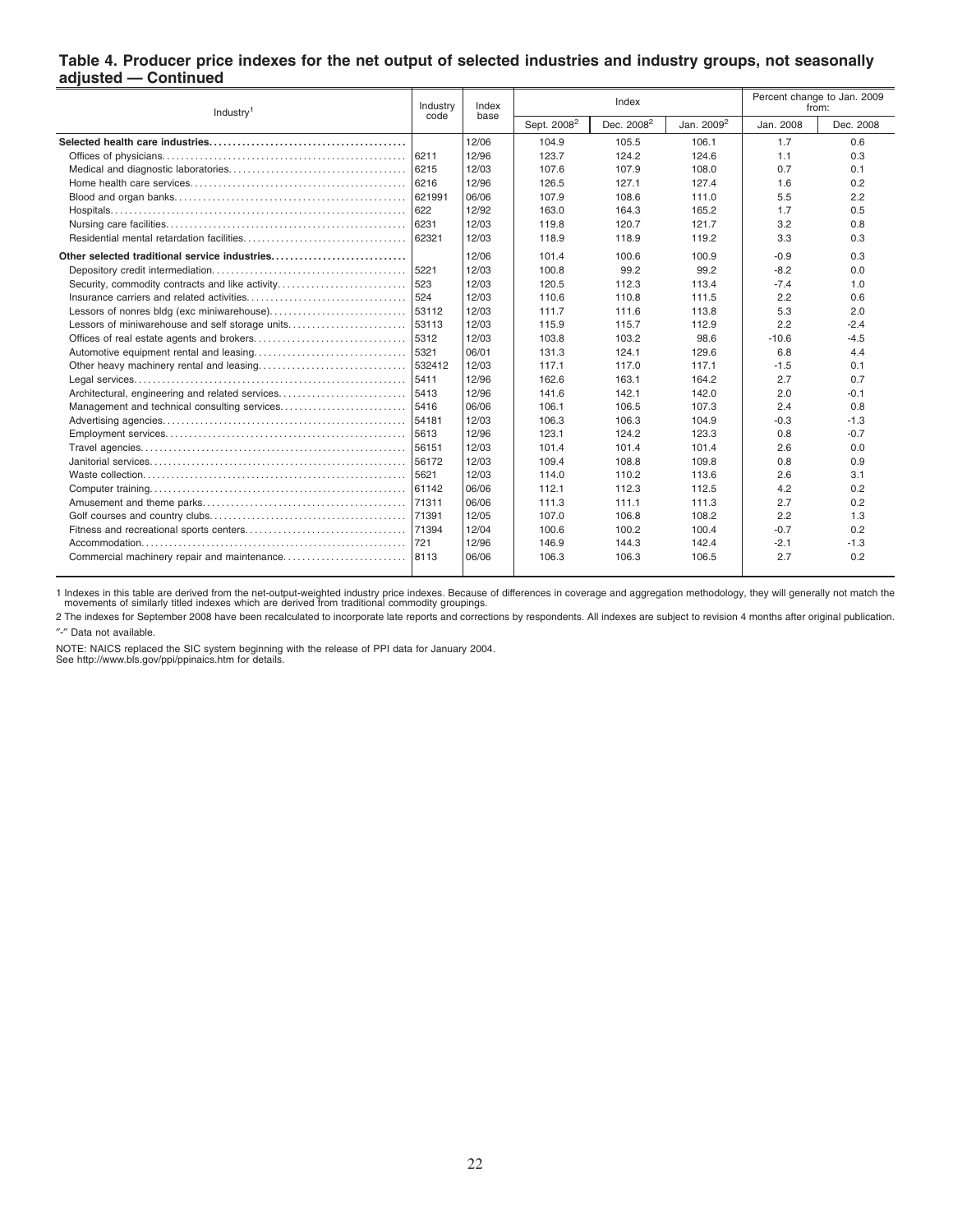## Table 4. Producer price indexes for the net output of selected industries and industry groups, not seasonally adjusted — Continued

| Industry[1] | Industry code | Index base | Index | | | Percent change to Jan. 2009 from: | |
|---|---|---|---|---|---|---|---|
| | | | Sept. 2008[2] | Dec. 2008[2] | Jan. 2009[2] | Jan. 2008 | Dec. 2008 |
| **Selected health care industries** | | 12/06 | 104.9 | 105.5 | 106.1 | 1.7 | 0.6 |
| Offices of physicians | 6211 | 12/96 | 123.7 | 124.2 | 124.6 | 1.1 | 0.3 |
| Medical and diagnostic laboratories | 6215 | 12/03 | 107.6 | 107.9 | 108.0 | 0.7 | 0.1 |
| Home health care services | 6216 | 12/96 | 126.5 | 127.1 | 127.4 | 1.6 | 0.2 |
| Blood and organ banks | 621991 | 06/06 | 107.9 | 108.6 | 111.0 | 5.5 | 2.2 |
| Hospitals | 622 | 12/92 | 163.0 | 164.3 | 165.2 | 1.7 | 0.5 |
| Nursing care facilities | 6231 | 12/03 | 119.8 | 120.7 | 121.7 | 3.2 | 0.8 |
| Residential mental retardation facilities | 62321 | 12/03 | 118.9 | 118.9 | 119.2 | 3.3 | 0.3 |
| **Other selected traditional service industries** | | 12/06 | 101.4 | 100.6 | 100.9 | -0.9 | 0.3 |
| Depository credit intermediation | 5221 | 12/03 | 100.8 | 99.2 | 99.2 | -8.2 | 0.0 |
| Security, commodity contracts and like activity | 523 | 12/03 | 120.5 | 112.3 | 113.4 | -7.4 | 1.0 |
| Insurance carriers and related activities | 524 | 12/03 | 110.6 | 110.8 | 111.5 | 2.2 | 0.6 |
| Lessors of nonres bldg (exc miniwarehouse) | 53112 | 12/03 | 111.7 | 111.6 | 113.8 | 5.3 | 2.0 |
| Lessors of miniwarehouse and self storage units | 53113 | 12/03 | 115.9 | 115.7 | 112.9 | 2.2 | -2.4 |
| Offices of real estate agents and brokers | 5312 | 12/03 | 103.8 | 103.2 | 98.6 | -10.6 | -4.5 |
| Automotive equipment rental and leasing | 5321 | 06/01 | 131.3 | 124.1 | 129.6 | 6.8 | 4.4 |
| Other heavy machinery rental and leasing | 532412 | 12/03 | 117.1 | 117.0 | 117.1 | -1.5 | 0.1 |
| Legal services | 5411 | 12/96 | 162.6 | 163.1 | 164.2 | 2.7 | 0.7 |
| Architectural, engineering and related services | 5413 | 12/96 | 141.6 | 142.1 | 142.0 | 2.0 | -0.1 |
| Management and technical consulting services | 5416 | 06/06 | 106.1 | 106.5 | 107.3 | 2.4 | 0.8 |
| Advertising agencies | 54181 | 12/03 | 106.3 | 106.3 | 104.9 | -0.3 | -1.3 |
| Employment services | 5613 | 12/96 | 123.1 | 124.2 | 123.3 | 0.8 | -0.7 |
| Travel agencies | 56151 | 12/03 | 101.4 | 101.4 | 101.4 | 2.6 | 0.0 |
| Janitorial services | 56172 | 12/03 | 109.4 | 108.8 | 109.8 | 0.8 | 0.9 |
| Waste collection | 5621 | 12/03 | 114.0 | 110.2 | 113.6 | 2.6 | 3.1 |
| Computer training | 61142 | 06/06 | 112.1 | 112.3 | 112.5 | 4.2 | 0.2 |
| Amusement and theme parks | 71311 | 06/06 | 111.3 | 111.1 | 111.3 | 2.7 | 0.2 |
| Golf courses and country clubs | 71391 | 12/05 | 107.0 | 106.8 | 108.2 | 2.2 | 1.3 |
| Fitness and recreational sports centers | 71394 | 12/04 | 100.6 | 100.2 | 100.4 | -0.7 | 0.2 |
| Accommodation | 721 | 12/96 | 146.9 | 144.3 | 142.4 | -2.1 | -1.3 |
| Commercial machinery repair and maintenance | 8113 | 06/06 | 106.3 | 106.3 | 106.5 | 2.7 | 0.2 |

1 Indexes in this table are derived from the net-output-weighted industry price indexes. Because of differences in coverage and aggregation methodology, they will generally not match the movements of similarly titled indexes which are derived from traditional commodity groupings.

2 The indexes for September 2008 have been recalculated to incorporate late reports and corrections by respondents. All indexes are subject to revision 4 months after original publication.

"-" Data not available.

NOTE: NAICS replaced the SIC system beginning with the release of PPI data for January 2004.
See http://www.bls.gov/ppi/ppinaics.htm for details.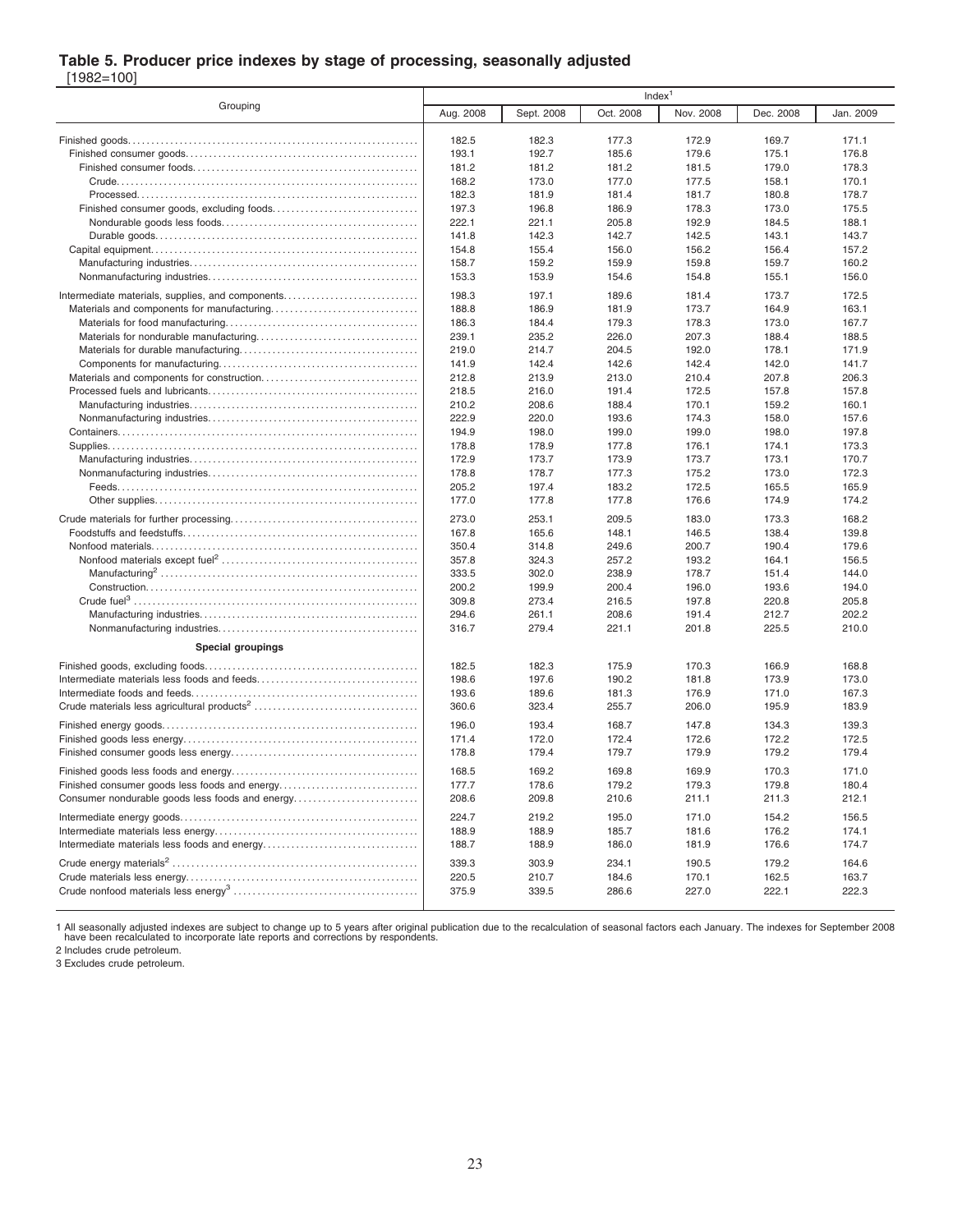## Table 5. Producer price indexes by stage of processing, seasonally adjusted

[1982=100]

| Grouping | Index[1] | | | | | |
|---|---|---|---|---|---|---|
| | Aug. 2008 | Sept. 2008 | Oct. 2008 | Nov. 2008 | Dec. 2008 | Jan. 2009 |
| Finished goods | 182.5 | 182.3 | 177.3 | 172.9 | 169.7 | 171.1 |
| Finished consumer goods | 193.1 | 192.7 | 185.6 | 179.6 | 175.1 | 176.8 |
| Finished consumer foods | 181.2 | 181.2 | 181.2 | 181.5 | 179.0 | 178.3 |
| Crude | 168.2 | 173.0 | 177.0 | 177.5 | 158.1 | 170.1 |
| Processed | 182.3 | 181.9 | 181.4 | 181.7 | 180.8 | 178.7 |
| Finished consumer goods, excluding foods | 197.3 | 196.8 | 186.9 | 178.3 | 173.0 | 175.5 |
| Nondurable goods less foods | 222.1 | 221.1 | 205.8 | 192.9 | 184.5 | 188.1 |
| Durable goods | 141.8 | 142.3 | 142.7 | 142.5 | 143.1 | 143.7 |
| Capital equipment | 154.8 | 155.4 | 156.0 | 156.2 | 156.4 | 157.2 |
| Manufacturing industries | 158.7 | 159.2 | 159.9 | 159.8 | 159.7 | 160.2 |
| Nonmanufacturing industries | 153.3 | 153.9 | 154.6 | 154.8 | 155.1 | 156.0 |
| Intermediate materials, supplies, and components | 198.3 | 197.1 | 189.6 | 181.4 | 173.7 | 172.5 |
| Materials and components for manufacturing | 188.8 | 186.9 | 181.9 | 173.7 | 164.9 | 163.1 |
| Materials for food manufacturing | 186.3 | 184.4 | 179.3 | 178.3 | 173.0 | 167.7 |
| Materials for nondurable manufacturing | 239.1 | 235.2 | 226.0 | 207.3 | 188.4 | 188.5 |
| Materials for durable manufacturing | 219.0 | 214.7 | 204.5 | 192.0 | 178.1 | 171.9 |
| Components for manufacturing | 141.9 | 142.4 | 142.6 | 142.4 | 142.0 | 141.7 |
| Materials and components for construction | 212.8 | 213.9 | 213.0 | 210.4 | 207.8 | 206.3 |
| Processed fuels and lubricants | 218.5 | 216.0 | 191.4 | 172.5 | 157.8 | 157.8 |
| Manufacturing industries | 210.2 | 208.6 | 188.4 | 170.1 | 159.2 | 160.1 |
| Nonmanufacturing industries | 222.9 | 220.0 | 193.6 | 174.3 | 158.0 | 157.6 |
| Containers | 194.9 | 198.0 | 199.0 | 199.0 | 198.0 | 197.8 |
| Supplies | 178.8 | 178.9 | 177.8 | 176.1 | 174.1 | 173.3 |
| Manufacturing industries | 172.9 | 173.7 | 173.9 | 173.7 | 173.1 | 170.7 |
| Nonmanufacturing industries | 178.8 | 178.7 | 177.3 | 175.2 | 173.0 | 172.3 |
| Feeds | 205.2 | 197.4 | 183.2 | 172.5 | 165.5 | 165.9 |
| Other supplies | 177.0 | 177.8 | 177.8 | 176.6 | 174.9 | 174.2 |
| Crude materials for further processing | 273.0 | 253.1 | 209.5 | 183.0 | 173.3 | 168.2 |
| Foodstuffs and feedstuffs | 167.8 | 165.6 | 148.1 | 146.5 | 138.4 | 139.8 |
| Nonfood materials | 350.4 | 314.8 | 249.6 | 200.7 | 190.4 | 179.6 |
| Nonfood materials except fuel[2] | 357.8 | 324.3 | 257.2 | 193.2 | 164.1 | 156.5 |
| Manufacturing[2] | 333.5 | 302.0 | 238.9 | 178.7 | 151.4 | 144.0 |
| Construction | 200.2 | 199.9 | 200.4 | 196.0 | 193.6 | 194.0 |
| Crude fuel[3] | 309.8 | 273.4 | 216.5 | 197.8 | 220.8 | 205.8 |
| Manufacturing industries | 294.6 | 261.1 | 208.6 | 191.4 | 212.7 | 202.2 |
| Nonmanufacturing industries | 316.7 | 279.4 | 221.1 | 201.8 | 225.5 | 210.0 |
| **Special groupings** | | | | | | |
| Finished goods, excluding foods | 182.5 | 182.3 | 175.9 | 170.3 | 166.9 | 168.8 |
| Intermediate materials less foods and feeds | 198.6 | 197.6 | 190.2 | 181.8 | 173.9 | 173.0 |
| Intermediate foods and feeds | 193.6 | 189.6 | 181.3 | 176.9 | 171.0 | 167.3 |
| Crude materials less agricultural products[2] | 360.6 | 323.4 | 255.7 | 206.0 | 195.9 | 183.9 |
| Finished energy goods | 196.0 | 193.4 | 168.7 | 147.8 | 134.3 | 139.3 |
| Finished goods less energy | 171.4 | 172.0 | 172.4 | 172.6 | 172.2 | 172.5 |
| Finished consumer goods less energy | 178.8 | 179.4 | 179.7 | 179.9 | 179.2 | 179.4 |
| Finished goods less foods and energy | 168.5 | 169.2 | 169.8 | 169.9 | 170.3 | 171.0 |
| Finished consumer goods less foods and energy | 177.7 | 178.6 | 179.2 | 179.3 | 179.8 | 180.4 |
| Consumer nondurable goods less foods and energy | 208.6 | 209.8 | 210.6 | 211.1 | 211.3 | 212.1 |
| Intermediate energy goods | 224.7 | 219.2 | 195.0 | 171.0 | 154.2 | 156.5 |
| Intermediate materials less energy | 188.9 | 188.9 | 185.7 | 181.6 | 176.2 | 174.1 |
| Intermediate materials less foods and energy | 188.7 | 188.9 | 186.0 | 181.9 | 176.6 | 174.7 |
| Crude energy materials[2] | 339.3 | 303.9 | 234.1 | 190.5 | 179.2 | 164.6 |
| Crude materials less energy | 220.5 | 210.7 | 184.6 | 170.1 | 162.5 | 163.7 |
| Crude nonfood materials less energy[3] | 375.9 | 339.5 | 286.6 | 227.0 | 222.1 | 222.3 |

1 All seasonally adjusted indexes are subject to change up to 5 years after original publication due to the recalculation of seasonal factors each January. The indexes for September 2008 have been recalculated to incorporate late reports and corrections by respondents.

2 Includes crude petroleum.

3 Excludes crude petroleum.